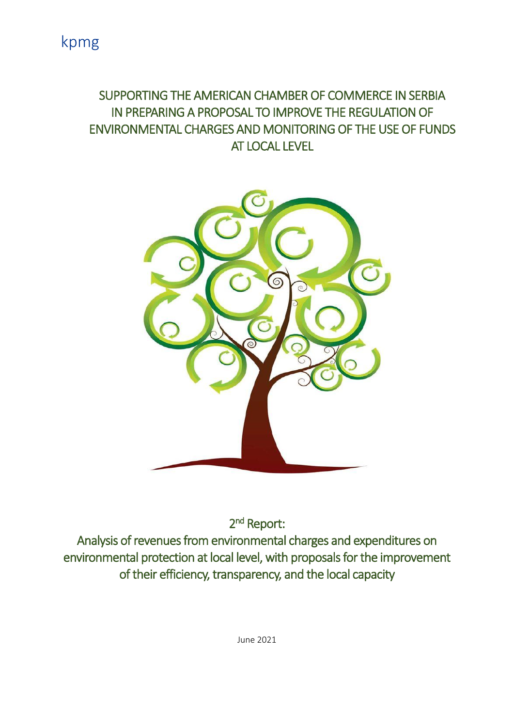kpmg

# SUPPORTING THE AMERICAN CHAMBER OF COMMERCE IN SERBIA IN PREPARING A PROPOSAL TO IMPROVE THE REGULATION OF ENVIRONMENTAL CHARGES AND MONITORING OF THE USE OF FUNDS AT LOCAL LEVEL

## 2nd Report:

## Analysis of revenues from environmental charges and expenditures on environmental protection at local level, with proposals for the improvement of their efficiency, transparency, and the local capacity

June 2021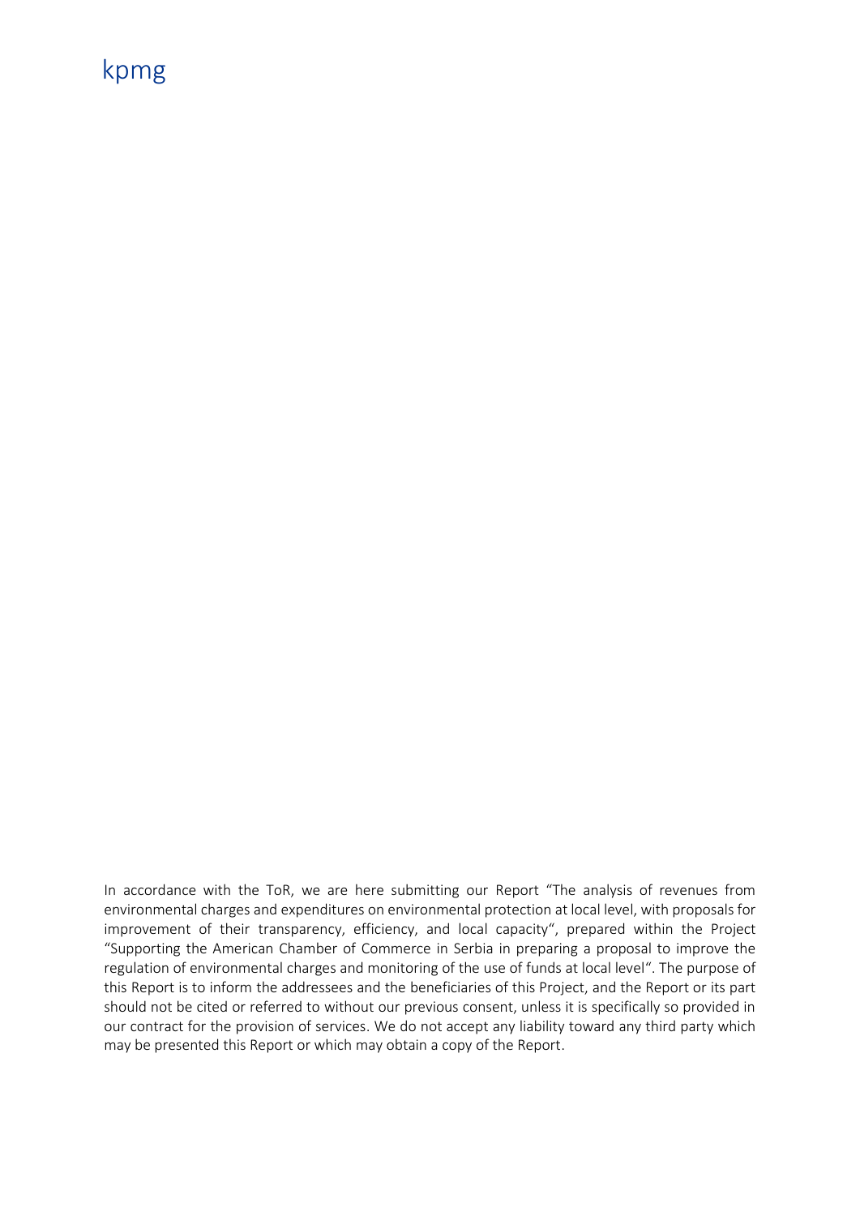kpmg

In accordance with the ToR, we are here submitting our Report "The analysis of revenues from environmental charges and expenditures on environmental protection at local level, with proposals for improvement of their transparency, efficiency, and local capacity", prepared within the Project "Supporting the American Chamber of Commerce in Serbia in preparing a proposal to improve the regulation of environmental charges and monitoring of the use of funds at local level". The purpose of this Report is to inform the addressees and the beneficiaries of this Project, and the Report or its part should not be cited or referred to without our previous consent, unless it is specifically so provided in our contract for the provision of services. We do not accept any liability toward any third party which may be presented this Report or which may obtain a copy of the Report.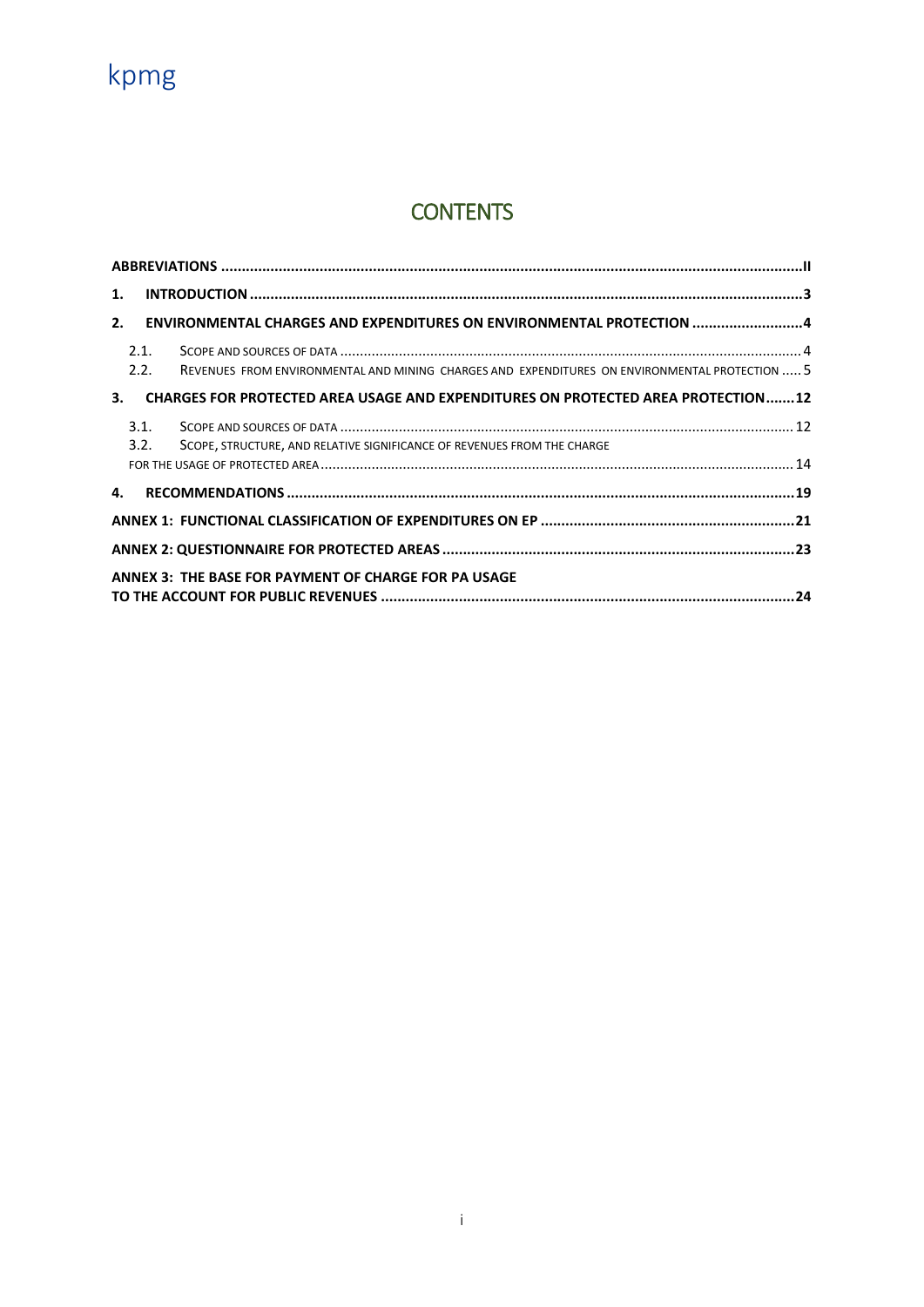kpmg

# CONTENTS

**ABBREVIATIONS** ..... II

**1. INTRODUCTION** ..... 3

**2. ENVIRONMENTAL CHARGES AND EXPENDITURES ON ENVIRONMENTAL PROTECTION** ..... 4

- 2.1. SCOPE AND SOURCES OF DATA ..... 4
- 2.2. REVENUES FROM ENVIRONMENTAL AND MINING CHARGES AND EXPENDITURES ON ENVIRONMENTAL PROTECTION ..... 5

**3. CHARGES FOR PROTECTED AREA USAGE AND EXPENDITURES ON PROTECTED AREA PROTECTION** ..... 12

- 3.1. SCOPE AND SOURCES OF DATA ..... 12
- 3.2. SCOPE, STRUCTURE, AND RELATIVE SIGNIFICANCE OF REVENUES FROM THE CHARGE FOR THE USAGE OF PROTECTED AREA ..... 14

**4. RECOMMENDATIONS** ..... 19

**ANNEX 1: FUNCTIONAL CLASSIFICATION OF EXPENDITURES ON EP** ..... 21

**ANNEX 2: QUESTIONNAIRE FOR PROTECTED AREAS** ..... 23

**ANNEX 3: THE BASE FOR PAYMENT OF CHARGE FOR PA USAGE TO THE ACCOUNT FOR PUBLIC REVENUES** ..... 24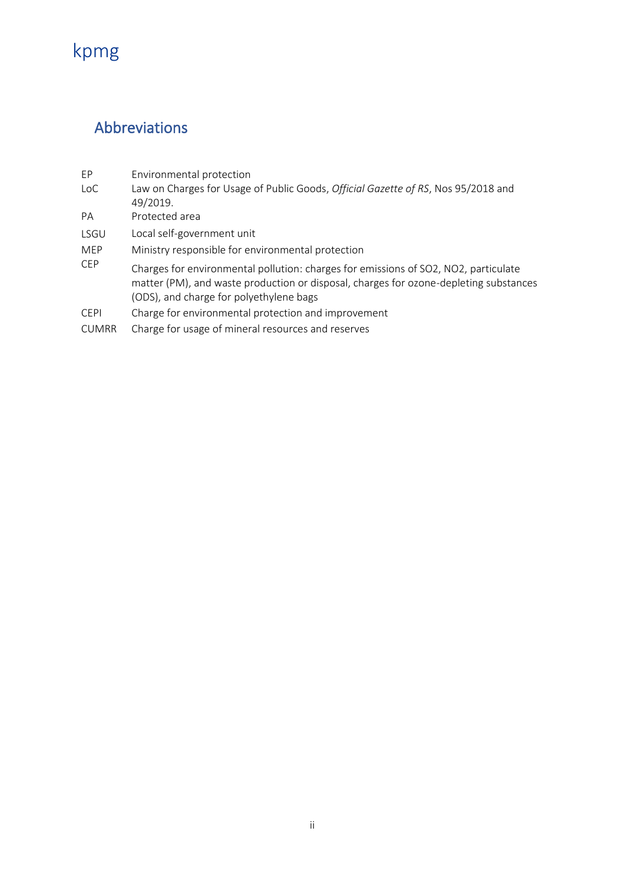## Abbreviations

| | |
|---|---|
| EP | Environmental protection |
| LoC | Law on Charges for Usage of Public Goods, *Official Gazette of RS*, Nos 95/2018 and 49/2019. |
| PA | Protected area |
| LSGU | Local self-government unit |
| MEP | Ministry responsible for environmental protection |
| CEP | Charges for environmental pollution: charges for emissions of $SO_2$, $NO_2$, particulate matter (PM), and waste production or disposal, charges for ozone-depleting substances (ODS), and charge for polyethylene bags |
| CEPI | Charge for environmental protection and improvement |
| CUMRR | Charge for usage of mineral resources and reserves |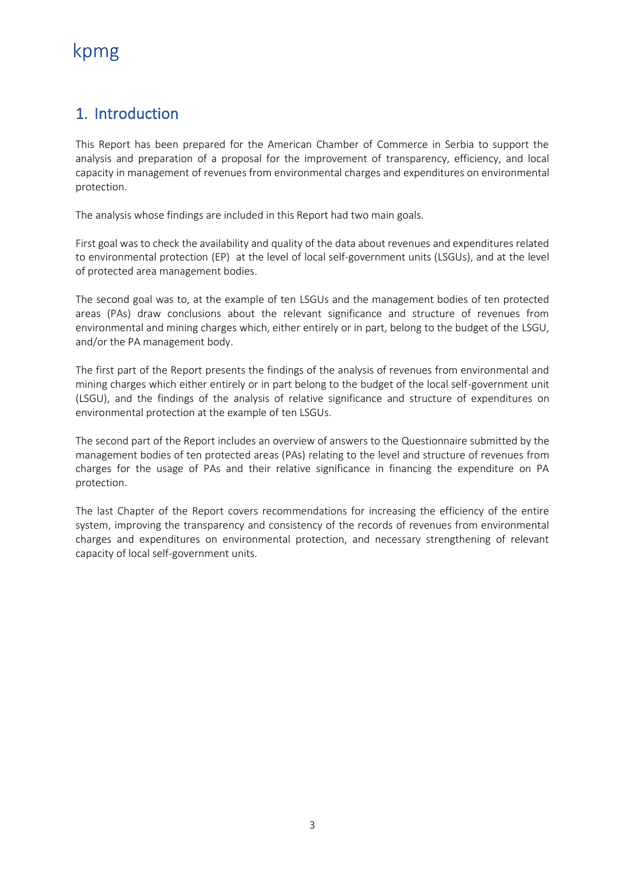# 1. Introduction

This Report has been prepared for the American Chamber of Commerce in Serbia to support the analysis and preparation of a proposal for the improvement of transparency, efficiency, and local capacity in management of revenues from environmental charges and expenditures on environmental protection.

The analysis whose findings are included in this Report had two main goals.

First goal was to check the availability and quality of the data about revenues and expenditures related to environmental protection (EP) at the level of local self-government units (LSGUs), and at the level of protected area management bodies.

The second goal was to, at the example of ten LSGUs and the management bodies of ten protected areas (PAs) draw conclusions about the relevant significance and structure of revenues from environmental and mining charges which, either entirely or in part, belong to the budget of the LSGU, and/or the PA management body.

The first part of the Report presents the findings of the analysis of revenues from environmental and mining charges which either entirely or in part belong to the budget of the local self-government unit (LSGU), and the findings of the analysis of relative significance and structure of expenditures on environmental protection at the example of ten LSGUs.

The second part of the Report includes an overview of answers to the Questionnaire submitted by the management bodies of ten protected areas (PAs) relating to the level and structure of revenues from charges for the usage of PAs and their relative significance in financing the expenditure on PA protection.

The last Chapter of the Report covers recommendations for increasing the efficiency of the entire system, improving the transparency and consistency of the records of revenues from environmental charges and expenditures on environmental protection, and necessary strengthening of relevant capacity of local self-government units.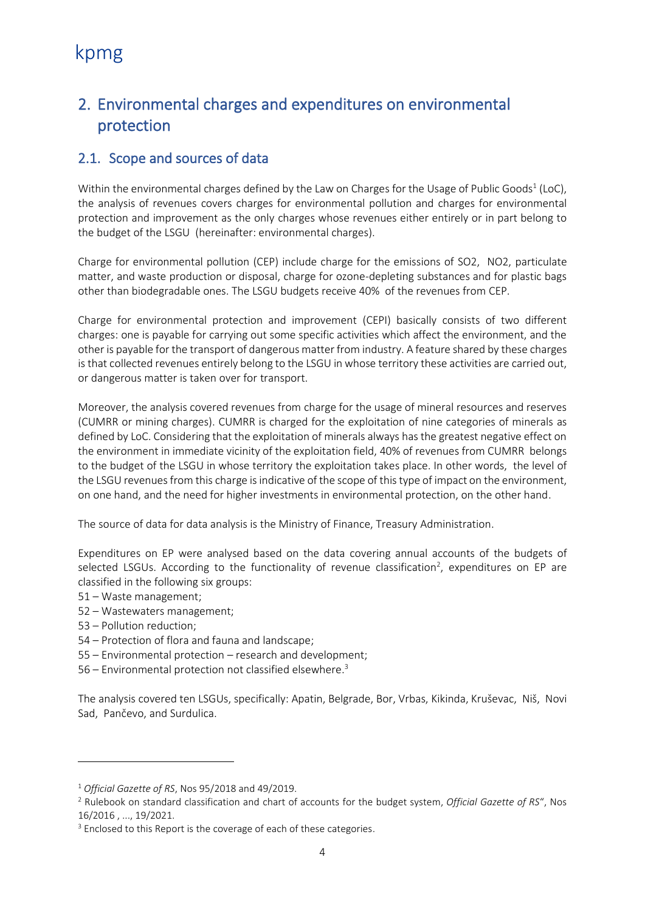## 2. Environmental charges and expenditures on environmental protection

### 2.1. Scope and sources of data

Within the environmental charges defined by the Law on Charges for the Usage of Public Goods[1] (LoC), the analysis of revenues covers charges for environmental pollution and charges for environmental protection and improvement as the only charges whose revenues either entirely or in part belong to the budget of the LSGU (hereinafter: environmental charges).

Charge for environmental pollution (CEP) include charge for the emissions of $SO_2$, $NO_2$, particulate matter, and waste production or disposal, charge for ozone-depleting substances and for plastic bags other than biodegradable ones. The LSGU budgets receive 40% of the revenues from CEP.

Charge for environmental protection and improvement (CEPI) basically consists of two different charges: one is payable for carrying out some specific activities which affect the environment, and the other is payable for the transport of dangerous matter from industry. A feature shared by these charges is that collected revenues entirely belong to the LSGU in whose territory these activities are carried out, or dangerous matter is taken over for transport.

Moreover, the analysis covered revenues from charge for the usage of mineral resources and reserves (CUMRR or mining charges). CUMRR is charged for the exploitation of nine categories of minerals as defined by LoC. Considering that the exploitation of minerals always has the greatest negative effect on the environment in immediate vicinity of the exploitation field, 40% of revenues from CUMRR belongs to the budget of the LSGU in whose territory the exploitation takes place. In other words, the level of the LSGU revenues from this charge is indicative of the scope of this type of impact on the environment, on one hand, and the need for higher investments in environmental protection, on the other hand.

The source of data for data analysis is the Ministry of Finance, Treasury Administration.

Expenditures on EP were analysed based on the data covering annual accounts of the budgets of selected LSGUs. According to the functionality of revenue classification[2], expenditures on EP are classified in the following six groups:

51 – Waste management;
52 – Wastewaters management;
53 – Pollution reduction;
54 – Protection of flora and fauna and landscape;
55 – Environmental protection – research and development;
56 – Environmental protection not classified elsewhere.[3]

The analysis covered ten LSGUs, specifically: Apatin, Belgrade, Bor, Vrbas, Kikinda, Kruševac, Niš, Novi Sad, Pančevo, and Surdulica.

---

[1] *Official Gazette of RS*, Nos 95/2018 and 49/2019.

[2] Rulebook on standard classification and chart of accounts for the budget system, *Official Gazette of RS*", Nos 16/2016 , ..., 19/2021.

[3] Enclosed to this Report is the coverage of each of these categories.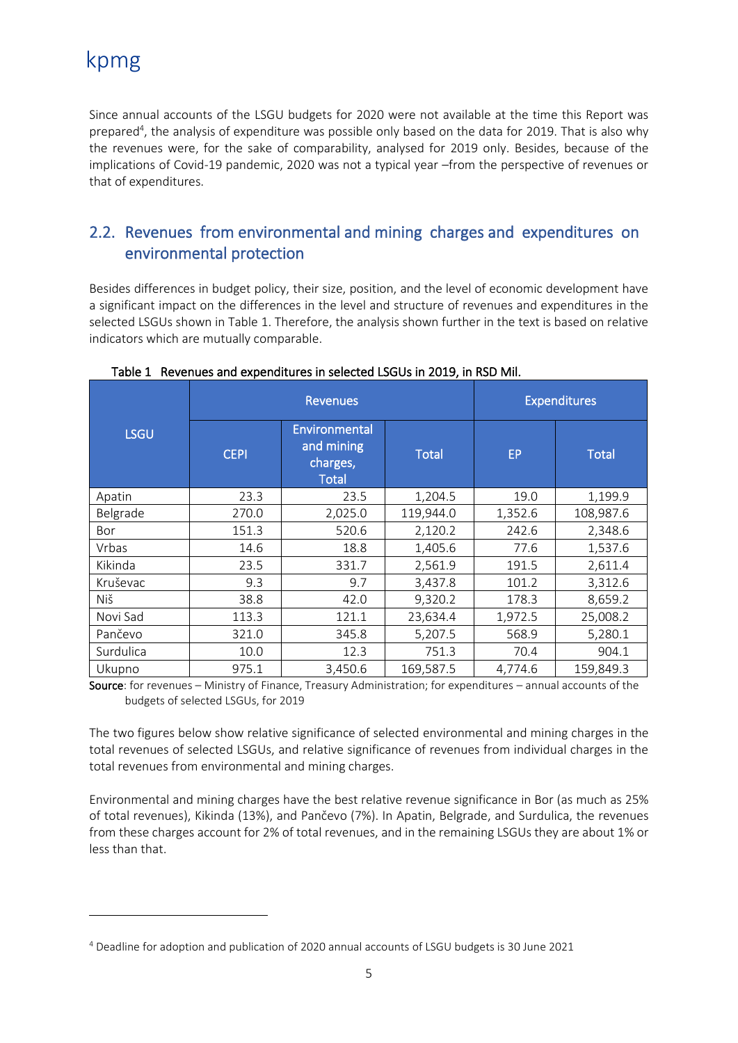Since annual accounts of the LSGU budgets for 2020 were not available at the time this Report was prepared[4], the analysis of expenditure was possible only based on the data for 2019. That is also why the revenues were, for the sake of comparability, analysed for 2019 only. Besides, because of the implications of Covid-19 pandemic, 2020 was not a typical year –from the perspective of revenues or that of expenditures.

## 2.2. Revenues from environmental and mining charges and expenditures on environmental protection

Besides differences in budget policy, their size, position, and the level of economic development have a significant impact on the differences in the level and structure of revenues and expenditures in the selected LSGUs shown in Table 1. Therefore, the analysis shown further in the text is based on relative indicators which are mutually comparable.

Table 1 Revenues and expenditures in selected LSGUs in 2019, in RSD Mil.

| LSGU | Revenues | | | Expenditures | |
|---|---|---|---|---|---|
| | CEPI | Environmental and mining charges, Total | Total | EP | Total |
| Apatin | 23.3 | 23.5 | 1,204.5 | 19.0 | 1,199.9 |
| Belgrade | 270.0 | 2,025.0 | 119,944.0 | 1,352.6 | 108,987.6 |
| Bor | 151.3 | 520.6 | 2,120.2 | 242.6 | 2,348.6 |
| Vrbas | 14.6 | 18.8 | 1,405.6 | 77.6 | 1,537.6 |
| Kikinda | 23.5 | 331.7 | 2,561.9 | 191.5 | 2,611.4 |
| Kruševac | 9.3 | 9.7 | 3,437.8 | 101.2 | 3,312.6 |
| Niš | 38.8 | 42.0 | 9,320.2 | 178.3 | 8,659.2 |
| Novi Sad | 113.3 | 121.1 | 23,634.4 | 1,972.5 | 25,008.2 |
| Pančevo | 321.0 | 345.8 | 5,207.5 | 568.9 | 5,280.1 |
| Surdulica | 10.0 | 12.3 | 751.3 | 70.4 | 904.1 |
| Ukupno | 975.1 | 3,450.6 | 169,587.5 | 4,774.6 | 159,849.3 |

**Source**: for revenues – Ministry of Finance, Treasury Administration; for expenditures – annual accounts of the budgets of selected LSGUs, for 2019

The two figures below show relative significance of selected environmental and mining charges in the total revenues of selected LSGUs, and relative significance of revenues from individual charges in the total revenues from environmental and mining charges.

Environmental and mining charges have the best relative revenue significance in Bor (as much as 25% of total revenues), Kikinda (13%), and Pančevo (7%). In Apatin, Belgrade, and Surdulica, the revenues from these charges account for 2% of total revenues, and in the remaining LSGUs they are about 1% or less than that.

[4] Deadline for adoption and publication of 2020 annual accounts of LSGU budgets is 30 June 2021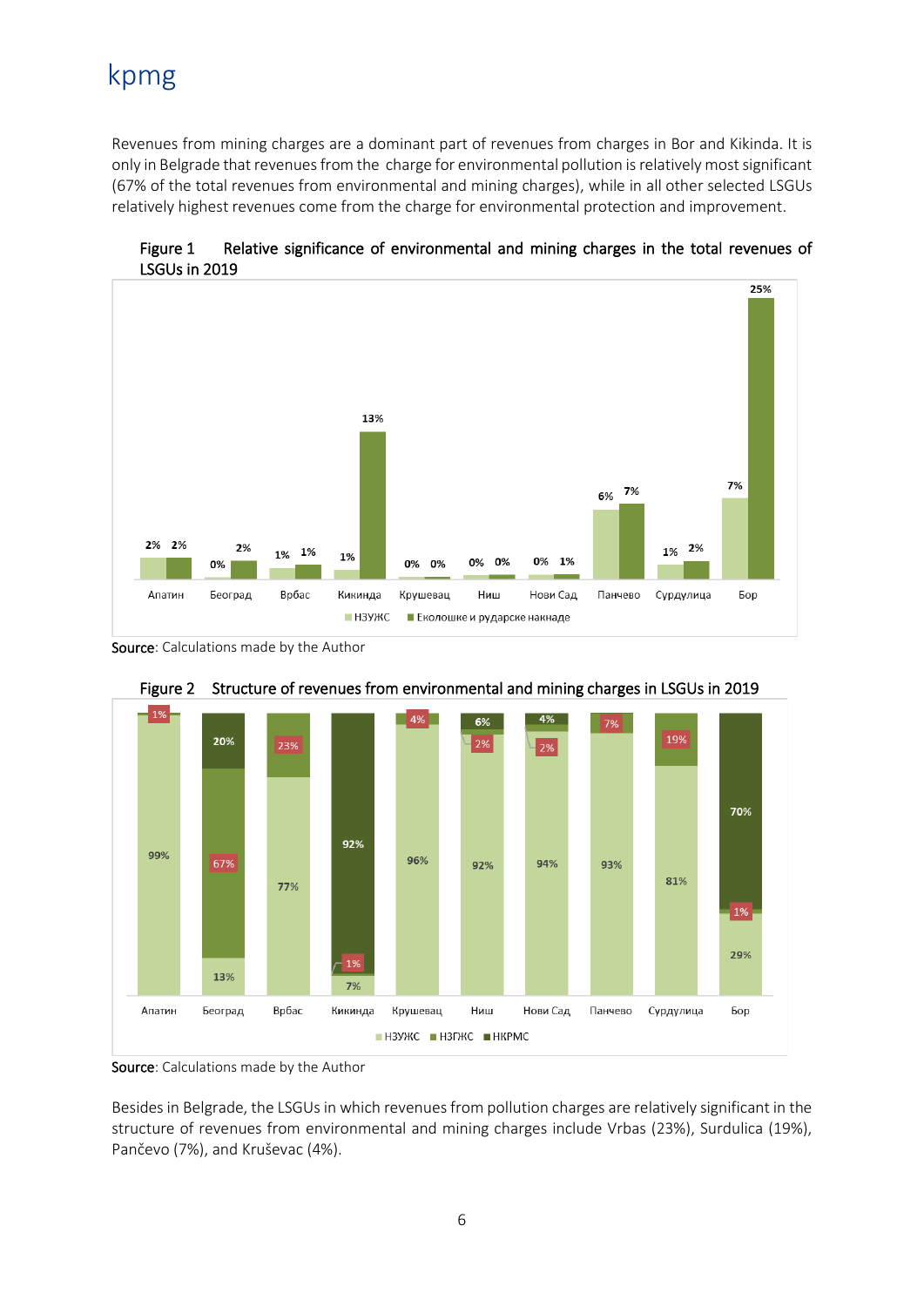Revenues from mining charges are a dominant part of revenues from charges in Bor and Kikinda. It is only in Belgrade that revenues from the charge for environmental pollution is relatively most significant (67% of the total revenues from environmental and mining charges), while in all other selected LSGUs relatively highest revenues come from the charge for environmental protection and improvement.

Figure 1 Relative significance of environmental and mining charges in the total revenues of LSGUs in 2019

| | Апатин | Београд | Врбас | Кикинда | Крушевац | Ниш | Нови Сад | Панчево | Сурдулица | Бор |
|---|---|---|---|---|---|---|---|---|---|---|
| НЗУЖС | 2% | 0% | 1% | 1% | 0% | 0% | 0% | 6% | 1% | 7% |
| Еколошке и рударске накнаде | 2% | 2% | 1% | 13% | 0% | 0% | 1% | 7% | 2% | 25% |

**Source**: Calculations made by the Author

Figure 2 Structure of revenues from environmental and mining charges in LSGUs in 2019

| | Апатин | Београд | Врбас | Кикинда | Крушевац | Ниш | Нови Сад | Панчево | Сурдулица | Бор |
|---|---|---|---|---|---|---|---|---|---|---|
| НЗУЖС | 99% | 13% | 77% | 7% | 96% | 92% | 94% | 93% | 81% | 29% |
| НЗГЖС | 1% | 67% | 23% | 1% | 4% | 2% | 2% | 7% | 19% | 1% |
| НКРМС | | 20% | | 92% | | 6% | 4% | | | 70% |

**Source**: Calculations made by the Author

Besides in Belgrade, the LSGUs in which revenues from pollution charges are relatively significant in the structure of revenues from environmental and mining charges include Vrbas (23%), Surdulica (19%), Pančevo (7%), and Kruševac (4%).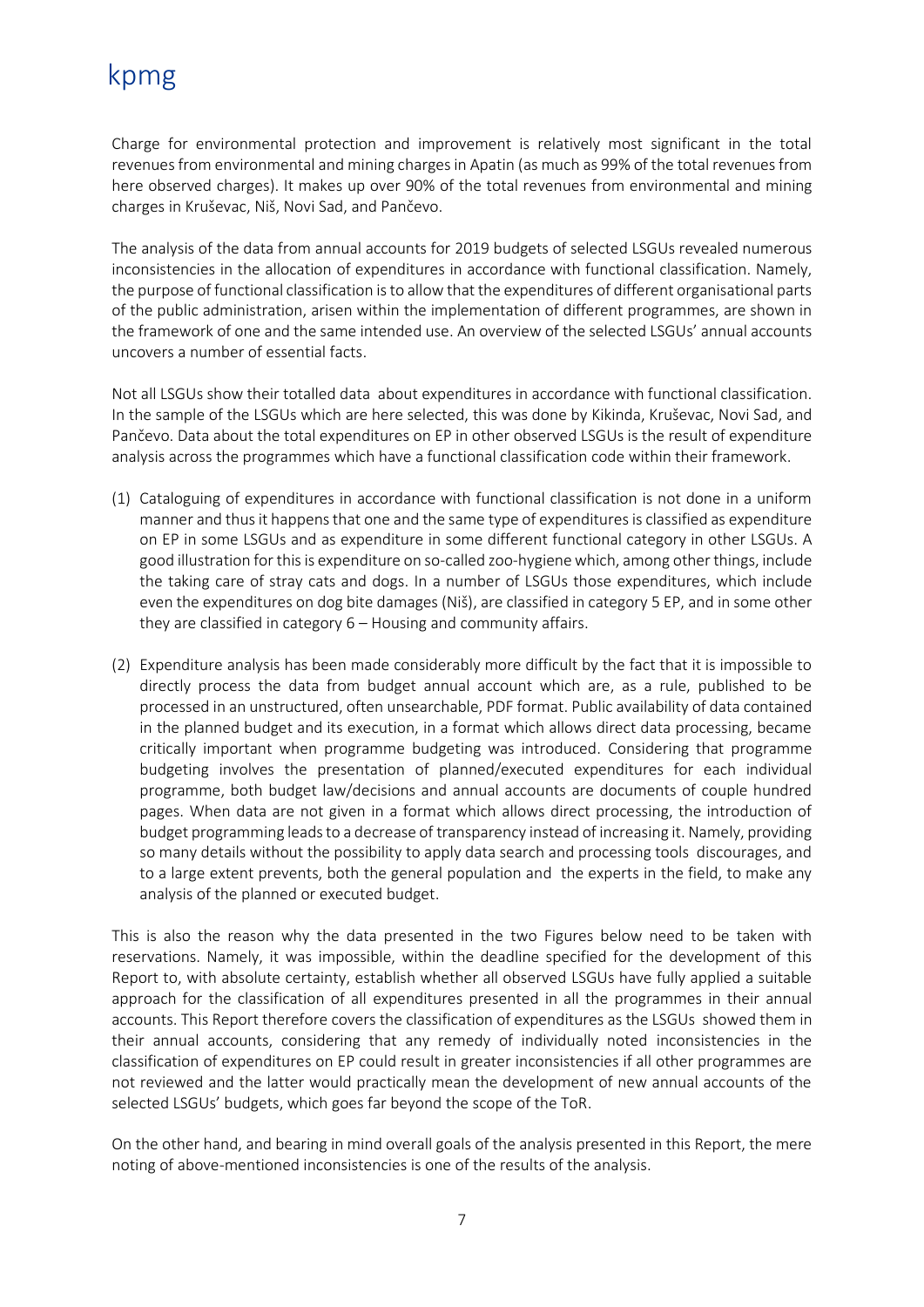Charge for environmental protection and improvement is relatively most significant in the total revenues from environmental and mining charges in Apatin (as much as 99% of the total revenues from here observed charges). It makes up over 90% of the total revenues from environmental and mining charges in Kruševac, Niš, Novi Sad, and Pančevo.

The analysis of the data from annual accounts for 2019 budgets of selected LSGUs revealed numerous inconsistencies in the allocation of expenditures in accordance with functional classification. Namely, the purpose of functional classification is to allow that the expenditures of different organisational parts of the public administration, arisen within the implementation of different programmes, are shown in the framework of one and the same intended use. An overview of the selected LSGUs' annual accounts uncovers a number of essential facts.

Not all LSGUs show their totalled data about expenditures in accordance with functional classification. In the sample of the LSGUs which are here selected, this was done by Kikinda, Kruševac, Novi Sad, and Pančevo. Data about the total expenditures on EP in other observed LSGUs is the result of expenditure analysis across the programmes which have a functional classification code within their framework.

(1) Cataloguing of expenditures in accordance with functional classification is not done in a uniform manner and thus it happens that one and the same type of expenditures is classified as expenditure on EP in some LSGUs and as expenditure in some different functional category in other LSGUs. A good illustration for this is expenditure on so-called zoo-hygiene which, among other things, include the taking care of stray cats and dogs. In a number of LSGUs those expenditures, which include even the expenditures on dog bite damages (Niš), are classified in category 5 EP, and in some other they are classified in category 6 – Housing and community affairs.

(2) Expenditure analysis has been made considerably more difficult by the fact that it is impossible to directly process the data from budget annual account which are, as a rule, published to be processed in an unstructured, often unsearchable, PDF format. Public availability of data contained in the planned budget and its execution, in a format which allows direct data processing, became critically important when programme budgeting was introduced. Considering that programme budgeting involves the presentation of planned/executed expenditures for each individual programme, both budget law/decisions and annual accounts are documents of couple hundred pages. When data are not given in a format which allows direct processing, the introduction of budget programming leads to a decrease of transparency instead of increasing it. Namely, providing so many details without the possibility to apply data search and processing tools discourages, and to a large extent prevents, both the general population and the experts in the field, to make any analysis of the planned or executed budget.

This is also the reason why the data presented in the two Figures below need to be taken with reservations. Namely, it was impossible, within the deadline specified for the development of this Report to, with absolute certainty, establish whether all observed LSGUs have fully applied a suitable approach for the classification of all expenditures presented in all the programmes in their annual accounts. This Report therefore covers the classification of expenditures as the LSGUs showed them in their annual accounts, considering that any remedy of individually noted inconsistencies in the classification of expenditures on EP could result in greater inconsistencies if all other programmes are not reviewed and the latter would practically mean the development of new annual accounts of the selected LSGUs' budgets, which goes far beyond the scope of the ToR.

On the other hand, and bearing in mind overall goals of the analysis presented in this Report, the mere noting of above-mentioned inconsistencies is one of the results of the analysis.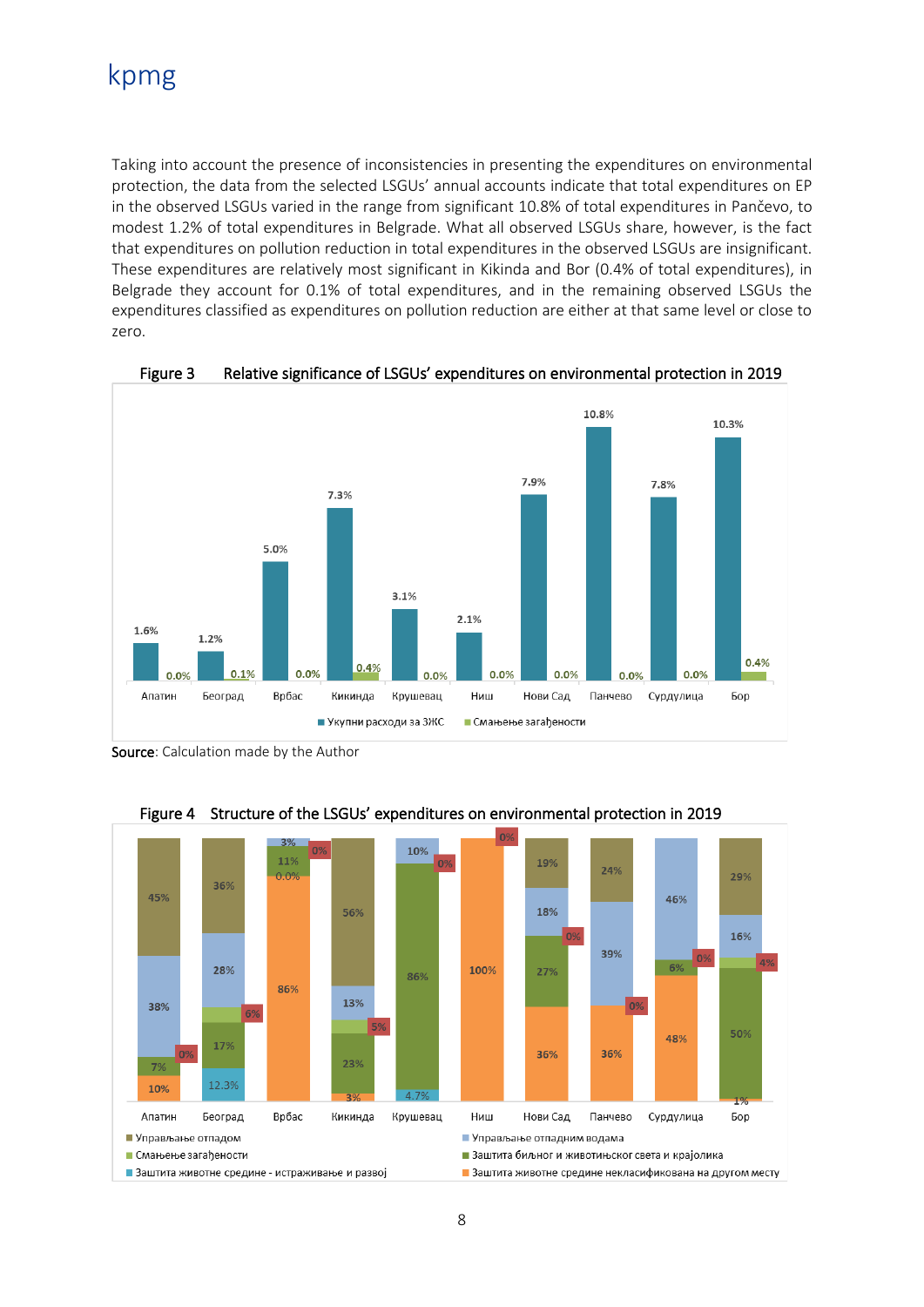Taking into account the presence of inconsistencies in presenting the expenditures on environmental protection, the data from the selected LSGUs' annual accounts indicate that total expenditures on EP in the observed LSGUs varied in the range from significant 10.8% of total expenditures in Pančevo, to modest 1.2% of total expenditures in Belgrade. What all observed LSGUs share, however, is the fact that expenditures on pollution reduction in total expenditures in the observed LSGUs are insignificant. These expenditures are relatively most significant in Kikinda and Bor (0.4% of total expenditures), in Belgrade they account for 0.1% of total expenditures, and in the remaining observed LSGUs the expenditures classified as expenditures on pollution reduction are either at that same level or close to zero.

Figure 3 Relative significance of LSGUs' expenditures on environmental protection in 2019

| | Апатин | Београд | Врбас | Кикинда | Крушевац | Ниш | Нови Сад | Панчево | Сурдулица | Бор |
|---|---|---|---|---|---|---|---|---|---|---|
| Укупни расходи за ЗЖС | 1.6% | 1.2% | 5.0% | 7.3% | 3.1% | 2.1% | 7.9% | 10.8% | 7.8% | 10.3% |
| Смањење загађености | 0.0% | 0.1% | 0.0% | 0.4% | 0.0% | 0.0% | 0.0% | 0.0% | 0.0% | 0.4% |

**Source**: Calculation made by the Author

Figure 4 Structure of the LSGUs' expenditures on environmental protection in 2019

| | Апатин | Београд | Врбас | Кикинда | Крушевац | Ниш | Нови Сад | Панчево | Сурдулица | Бор |
|---|---|---|---|---|---|---|---|---|---|---|
| Управљање отпадом | 45% | 36% | | 56% | | | 19% | 24% | | 29% |
| Управљање отпадним водама | 38% | 28% | 3% | 13% | 10% | | 18% | 39% | 46% | 16% |
| Смањење загађености | 0% | 6% | 0% | 5% | 0% | 0% | 0% | 0% | 0% | 4% |
| Заштита биљног и животињског света и крајолика | 7% | 17% | 11% | 23% | 86% | | 27% | | 6% | 50% |
| Заштита животне средине - истраживање и развој | | 12.3% | 0.0% | | 4.7% | | | | | |
| Заштита животне средине некласификована на другом месту | 10% | | 86% | 3% | | 100% | 36% | 36% | 48% | 1% |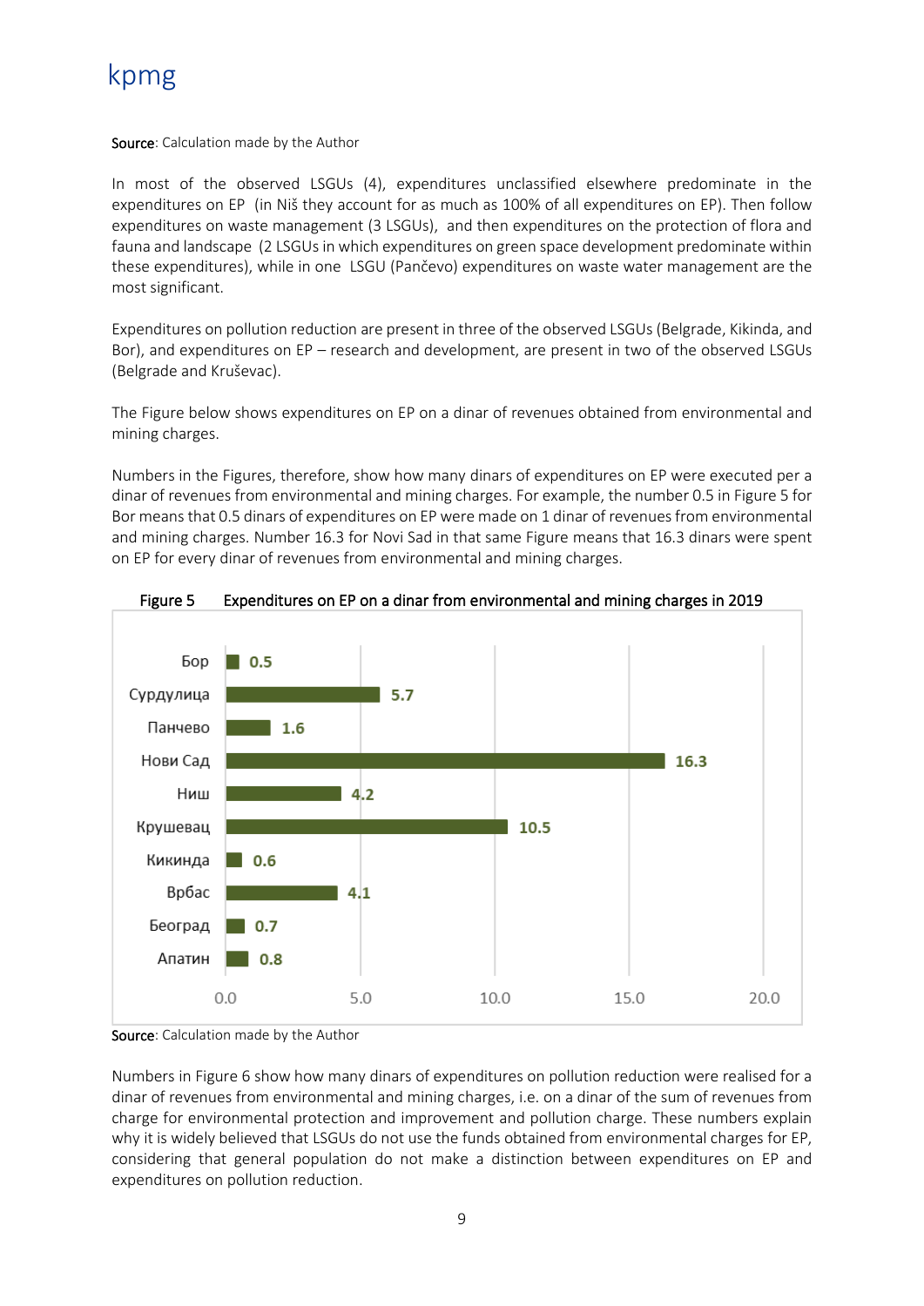Source: Calculation made by the Author

In most of the observed LSGUs (4), expenditures unclassified elsewhere predominate in the expenditures on EP (in Niš they account for as much as 100% of all expenditures on EP). Then follow expenditures on waste management (3 LSGUs), and then expenditures on the protection of flora and fauna and landscape (2 LSGUs in which expenditures on green space development predominate within these expenditures), while in one LSGU (Pančevo) expenditures on waste water management are the most significant.

Expenditures on pollution reduction are present in three of the observed LSGUs (Belgrade, Kikinda, and Bor), and expenditures on EP – research and development, are present in two of the observed LSGUs (Belgrade and Kruševac).

The Figure below shows expenditures on EP on a dinar of revenues obtained from environmental and mining charges.

Numbers in the Figures, therefore, show how many dinars of expenditures on EP were executed per a dinar of revenues from environmental and mining charges. For example, the number 0.5 in Figure 5 for Bor means that 0.5 dinars of expenditures on EP were made on 1 dinar of revenues from environmental and mining charges. Number 16.3 for Novi Sad in that same Figure means that 16.3 dinars were spent on EP for every dinar of revenues from environmental and mining charges.

Figure 5 Expenditures on EP on a dinar from environmental and mining charges in 2019

| LSGU | Value |
|---|---|
| Бор | 0.5 |
| Сурдулица | 5.7 |
| Панчево | 1.6 |
| Нови Сад | 16.3 |
| Ниш | 4.2 |
| Крушевац | 10.5 |
| Кикинда | 0.6 |
| Врбас | 4.1 |
| Београд | 0.7 |
| Апатин | 0.8 |

Source: Calculation made by the Author

Numbers in Figure 6 show how many dinars of expenditures on pollution reduction were realised for a dinar of revenues from environmental and mining charges, i.e. on a dinar of the sum of revenues from charge for environmental protection and improvement and pollution charge. These numbers explain why it is widely believed that LSGUs do not use the funds obtained from environmental charges for EP, considering that general population do not make a distinction between expenditures on EP and expenditures on pollution reduction.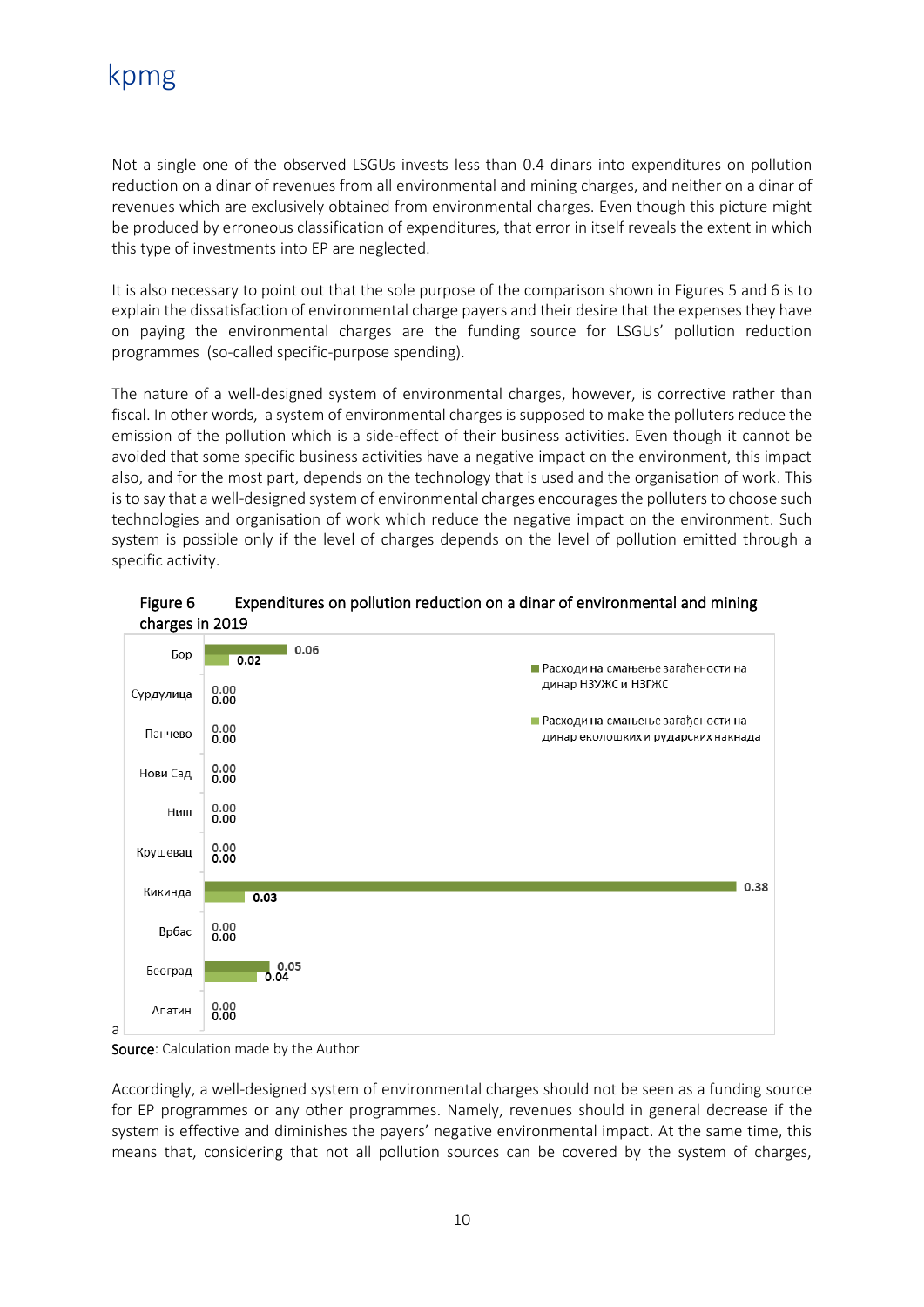Not a single one of the observed LSGUs invests less than 0.4 dinars into expenditures on pollution reduction on a dinar of revenues from all environmental and mining charges, and neither on a dinar of revenues which are exclusively obtained from environmental charges. Even though this picture might be produced by erroneous classification of expenditures, that error in itself reveals the extent in which this type of investments into EP are neglected.

It is also necessary to point out that the sole purpose of the comparison shown in Figures 5 and 6 is to explain the dissatisfaction of environmental charge payers and their desire that the expenses they have on paying the environmental charges are the funding source for LSGUs' pollution reduction programmes (so-called specific-purpose spending).

The nature of a well-designed system of environmental charges, however, is corrective rather than fiscal. In other words, a system of environmental charges is supposed to make the polluters reduce the emission of the pollution which is a side-effect of their business activities. Even though it cannot be avoided that some specific business activities have a negative impact on the environment, this impact also, and for the most part, depends on the technology that is used and the organisation of work. This is to say that a well-designed system of environmental charges encourages the polluters to choose such technologies and organisation of work which reduce the negative impact on the environment. Such system is possible only if the level of charges depends on the level of pollution emitted through a specific activity.

Figure 6 Expenditures on pollution reduction on a dinar of environmental and mining charges in 2019

| | Расходи на смањење загађености на динар НЗУЖС и НЗГЖС | Расходи на смањење загађености на динар еколошких и рударских накнада |
|---|---|---|
| Бор | 0.06 | 0.02 |
| Сурдулица | 0.00 | 0.00 |
| Панчево | 0.00 | 0.00 |
| Нови Сад | 0.00 | 0.00 |
| Ниш | 0.00 | 0.00 |
| Крушевац | 0.00 | 0.00 |
| Кикинда | 0.38 | 0.03 |
| Врбас | 0.00 | 0.00 |
| Београд | 0.05 | 0.04 |
| Апатин | 0.00 | 0.00 |

**Source**: Calculation made by the Author

Accordingly, a well-designed system of environmental charges should not be seen as a funding source for EP programmes or any other programmes. Namely, revenues should in general decrease if the system is effective and diminishes the payers' negative environmental impact. At the same time, this means that, considering that not all pollution sources can be covered by the system of charges,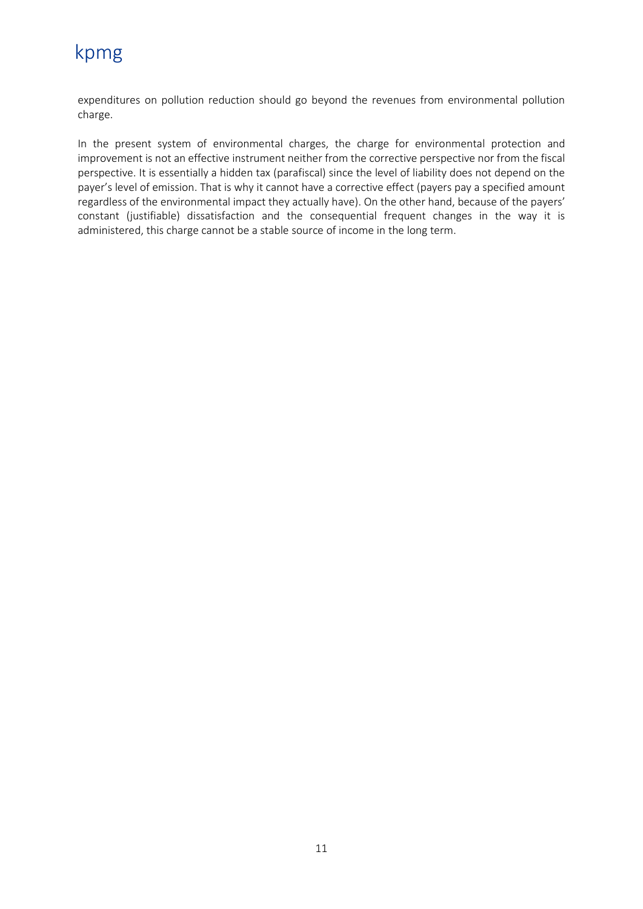expenditures on pollution reduction should go beyond the revenues from environmental pollution charge.

In the present system of environmental charges, the charge for environmental protection and improvement is not an effective instrument neither from the corrective perspective nor from the fiscal perspective. It is essentially a hidden tax (parafiscal) since the level of liability does not depend on the payer's level of emission. That is why it cannot have a corrective effect (payers pay a specified amount regardless of the environmental impact they actually have). On the other hand, because of the payers' constant (justifiable) dissatisfaction and the consequential frequent changes in the way it is administered, this charge cannot be a stable source of income in the long term.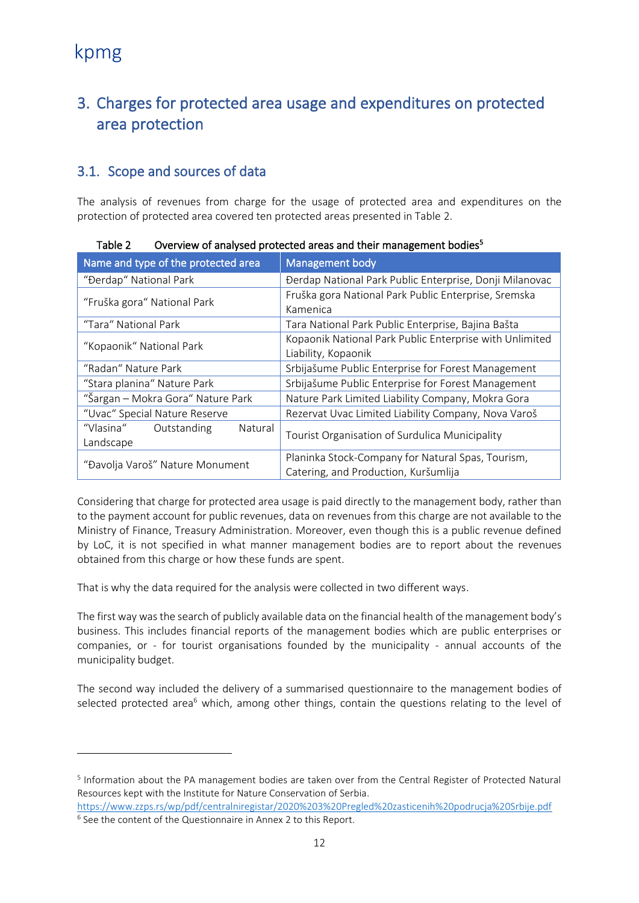## 3. Charges for protected area usage and expenditures on protected area protection

### 3.1. Scope and sources of data

The analysis of revenues from charge for the usage of protected area and expenditures on the protection of protected area covered ten protected areas presented in Table 2.

Table 2 Overview of analysed protected areas and their management bodies[5]

| Name and type of the protected area | Management body |
|---|---|
| "Đerdap" National Park | Đerdap National Park Public Enterprise, Donji Milanovac |
| "Fruška gora" National Park | Fruška gora National Park Public Enterprise, Sremska Kamenica |
| "Tara" National Park | Tara National Park Public Enterprise, Bajina Bašta |
| "Kopaonik" National Park | Kopaonik National Park Public Enterprise with Unlimited Liability, Kopaonik |
| "Radan" Nature Park | Srbijašume Public Enterprise for Forest Management |
| "Stara planina" Nature Park | Srbijašume Public Enterprise for Forest Management |
| "Šargan – Mokra Gora" Nature Park | Nature Park Limited Liability Company, Mokra Gora |
| "Uvac" Special Nature Reserve | Rezervat Uvac Limited Liability Company, Nova Varoš |
| "Vlasina" Outstanding Natural Landscape | Tourist Organisation of Surdulica Municipality |
| "Đavolja Varoš" Nature Monument | Planinka Stock-Company for Natural Spas, Tourism, Catering, and Production, Kuršumlija |

Considering that charge for protected area usage is paid directly to the management body, rather than to the payment account for public revenues, data on revenues from this charge are not available to the Ministry of Finance, Treasury Administration. Moreover, even though this is a public revenue defined by LoC, it is not specified in what manner management bodies are to report about the revenues obtained from this charge or how these funds are spent.

That is why the data required for the analysis were collected in two different ways.

The first way was the search of publicly available data on the financial health of the management body's business. This includes financial reports of the management bodies which are public enterprises or companies, or - for tourist organisations founded by the municipality - annual accounts of the municipality budget.

The second way included the delivery of a summarised questionnaire to the management bodies of selected protected area[6] which, among other things, contain the questions relating to the level of

[5] Information about the PA management bodies are taken over from the Central Register of Protected Natural Resources kept with the Institute for Nature Conservation of Serbia. https://www.zzps.rs/wp/pdf/centralniregistar/2020%203%20Pregled%20zasticenih%20podrucja%20Srbije.pdf

[6] See the content of the Questionnaire in Annex 2 to this Report.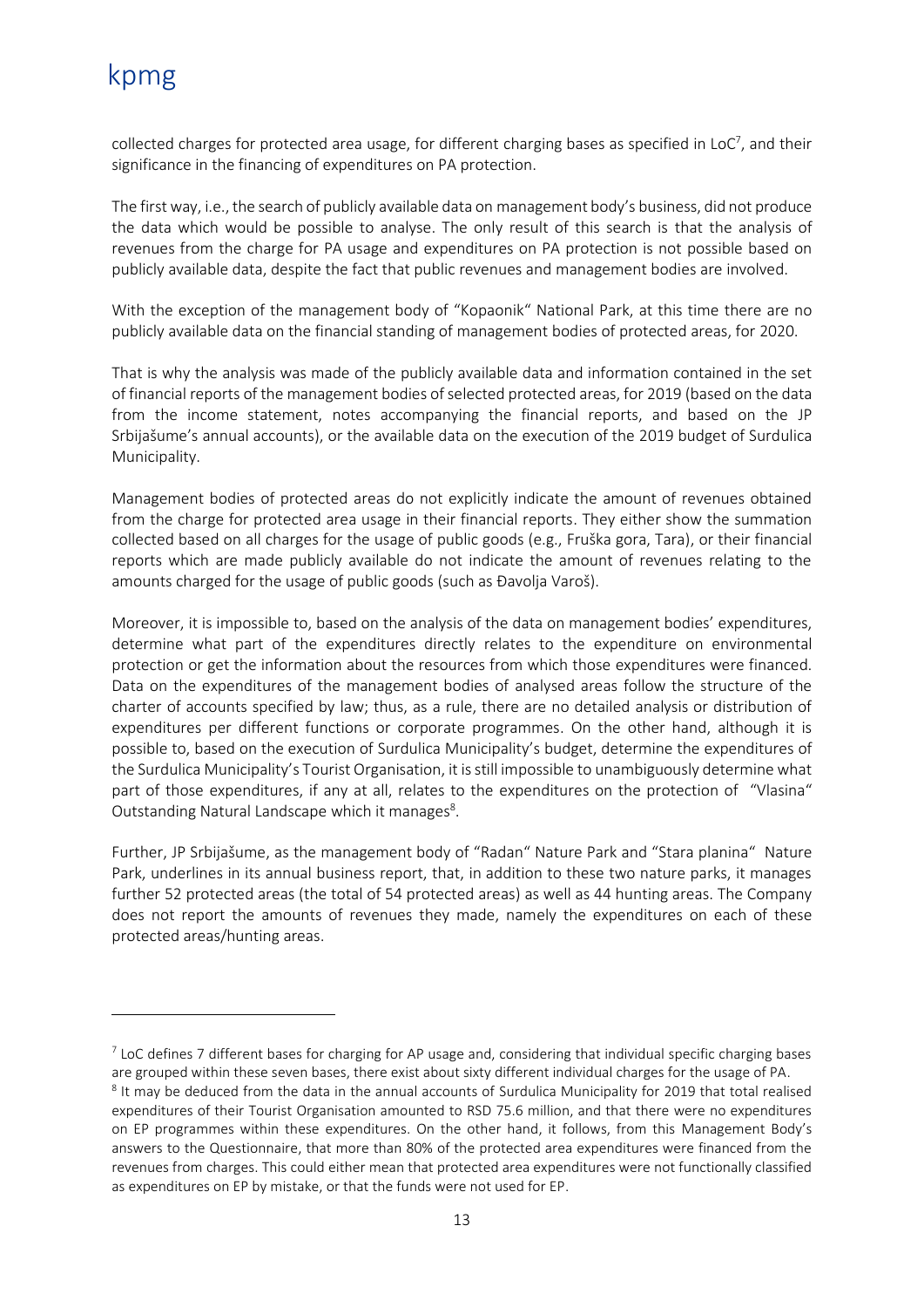collected charges for protected area usage, for different charging bases as specified in LoC[7], and their significance in the financing of expenditures on PA protection.

The first way, i.e., the search of publicly available data on management body's business, did not produce the data which would be possible to analyse. The only result of this search is that the analysis of revenues from the charge for PA usage and expenditures on PA protection is not possible based on publicly available data, despite the fact that public revenues and management bodies are involved.

With the exception of the management body of "Kopaonik" National Park, at this time there are no publicly available data on the financial standing of management bodies of protected areas, for 2020.

That is why the analysis was made of the publicly available data and information contained in the set of financial reports of the management bodies of selected protected areas, for 2019 (based on the data from the income statement, notes accompanying the financial reports, and based on the JP Srbijašume's annual accounts), or the available data on the execution of the 2019 budget of Surdulica Municipality.

Management bodies of protected areas do not explicitly indicate the amount of revenues obtained from the charge for protected area usage in their financial reports. They either show the summation collected based on all charges for the usage of public goods (e.g., Fruška gora, Tara), or their financial reports which are made publicly available do not indicate the amount of revenues relating to the amounts charged for the usage of public goods (such as Đavolja Varoš).

Moreover, it is impossible to, based on the analysis of the data on management bodies' expenditures, determine what part of the expenditures directly relates to the expenditure on environmental protection or get the information about the resources from which those expenditures were financed. Data on the expenditures of the management bodies of analysed areas follow the structure of the charter of accounts specified by law; thus, as a rule, there are no detailed analysis or distribution of expenditures per different functions or corporate programmes. On the other hand, although it is possible to, based on the execution of Surdulica Municipality's budget, determine the expenditures of the Surdulica Municipality's Tourist Organisation, it is still impossible to unambiguously determine what part of those expenditures, if any at all, relates to the expenditures on the protection of "Vlasina" Outstanding Natural Landscape which it manages[8].

Further, JP Srbijašume, as the management body of "Radan" Nature Park and "Stara planina" Nature Park, underlines in its annual business report, that, in addition to these two nature parks, it manages further 52 protected areas (the total of 54 protected areas) as well as 44 hunting areas. The Company does not report the amounts of revenues they made, namely the expenditures on each of these protected areas/hunting areas.

---

[7] LoC defines 7 different bases for charging for AP usage and, considering that individual specific charging bases are grouped within these seven bases, there exist about sixty different individual charges for the usage of PA.

[8] It may be deduced from the data in the annual accounts of Surdulica Municipality for 2019 that total realised expenditures of their Tourist Organisation amounted to RSD 75.6 million, and that there were no expenditures on EP programmes within these expenditures. On the other hand, it follows, from this Management Body's answers to the Questionnaire, that more than 80% of the protected area expenditures were financed from the revenues from charges. This could either mean that protected area expenditures were not functionally classified as expenditures on EP by mistake, or that the funds were not used for EP.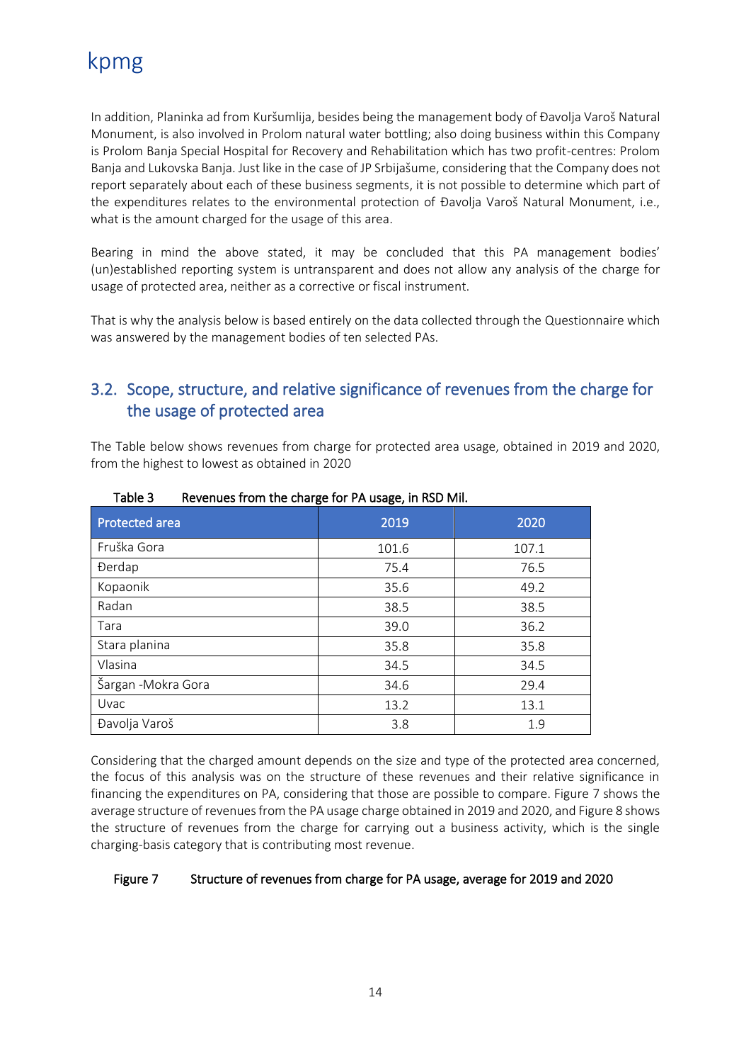In addition, Planinka ad from Kuršumlija, besides being the management body of Đavolja Varoš Natural Monument, is also involved in Prolom natural water bottling; also doing business within this Company is Prolom Banja Special Hospital for Recovery and Rehabilitation which has two profit-centres: Prolom Banja and Lukovska Banja. Just like in the case of JP Srbijašume, considering that the Company does not report separately about each of these business segments, it is not possible to determine which part of the expenditures relates to the environmental protection of Đavolja Varoš Natural Monument, i.e., what is the amount charged for the usage of this area.

Bearing in mind the above stated, it may be concluded that this PA management bodies' (un)established reporting system is untransparent and does not allow any analysis of the charge for usage of protected area, neither as a corrective or fiscal instrument.

That is why the analysis below is based entirely on the data collected through the Questionnaire which was answered by the management bodies of ten selected PAs.

## 3.2. Scope, structure, and relative significance of revenues from the charge for the usage of protected area

The Table below shows revenues from charge for protected area usage, obtained in 2019 and 2020, from the highest to lowest as obtained in 2020

Table 3 Revenues from the charge for PA usage, in RSD Mil.

| Protected area | 2019 | 2020 |
|---|---|---|
| Fruška Gora | 101.6 | 107.1 |
| Đerdap | 75.4 | 76.5 |
| Kopaonik | 35.6 | 49.2 |
| Radan | 38.5 | 38.5 |
| Tara | 39.0 | 36.2 |
| Stara planina | 35.8 | 35.8 |
| Vlasina | 34.5 | 34.5 |
| Šargan -Mokra Gora | 34.6 | 29.4 |
| Uvac | 13.2 | 13.1 |
| Đavolja Varoš | 3.8 | 1.9 |

Considering that the charged amount depends on the size and type of the protected area concerned, the focus of this analysis was on the structure of these revenues and their relative significance in financing the expenditures on PA, considering that those are possible to compare. Figure 7 shows the average structure of revenues from the PA usage charge obtained in 2019 and 2020, and Figure 8 shows the structure of revenues from the charge for carrying out a business activity, which is the single charging-basis category that is contributing most revenue.

Figure 7 Structure of revenues from charge for PA usage, average for 2019 and 2020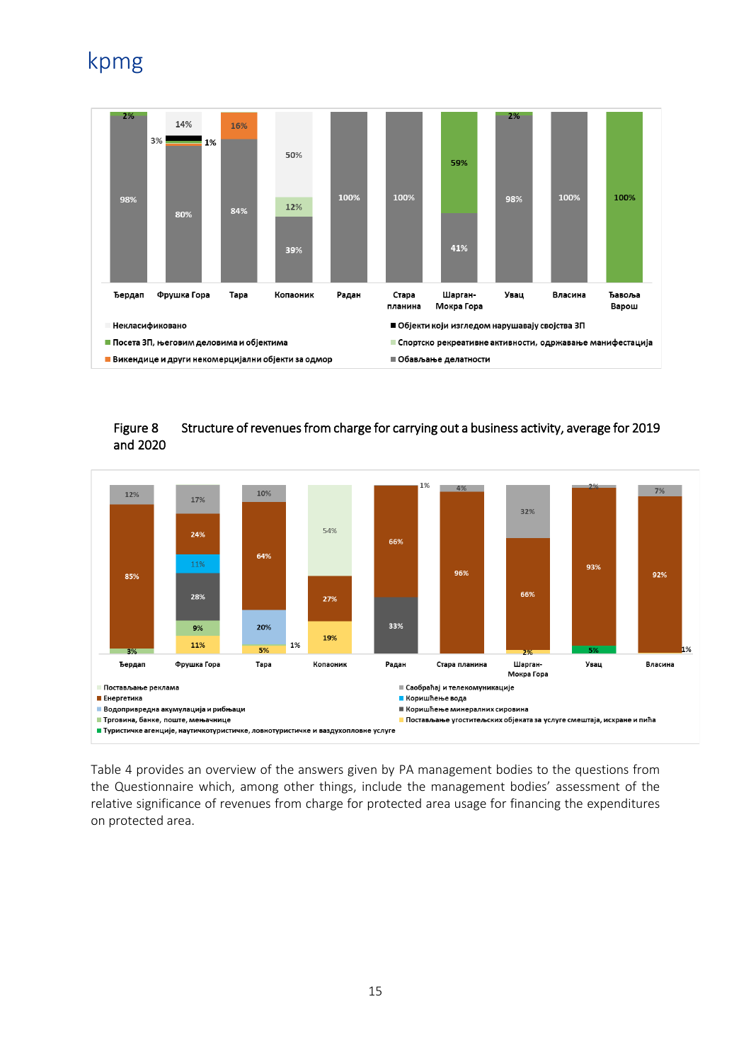| | Ђердап | Фрушка Гора | Тара | Копаоник | Радан | Стара планина | Шарган-Мокра Гора | Увац | Власина | Ђавоља Варош |
|---|---|---|---|---|---|---|---|---|---|---|
| Некласификовано | | 14% | | 50% | | | | | | |
| Објекти који изгледом нарушавају својства ЗП | | 3% | | | | | | | | |
| Посета ЗП, његовим деловима и објектима | 2% | 1% | | | | | 59% | 2% | | 100% |
| Спортско рекреативне активности, одржавање манифестација | | | | 12% | | | | | | |
| Викендице и други некомерцијални објекти за одмор | | | 16% | | | | | | | |
| Обављање делатности | 98% | 80% | 84% | 39% | 100% | 100% | 41% | 98% | 100% | |

Figure 8 Structure of revenues from charge for carrying out a business activity, average for 2019 and 2020

| | Ђердап | Фрушка Гора | Тара | Копаоник | Радан | Стара планина | Шарган-Мокра Гора | Увац | Власина |
|---|---|---|---|---|---|---|---|---|---|
| Постављање реклама | | | | 54% | | | | | |
| Саобраћај и телекомуникације | 12% | 17% | 10% | | 1% | 4% | 32% | 2% | 7% |
| Енергетика | 85% | 24% | 64% | 27% | 66% | 96% | 66% | 93% | 92% |
| Коришћење вода | | 11% | | | | | | | |
| Водопривредна акумулација и рибњаци | | | 20% | | | | | | |
| Коришћење минералних сировина | | 28% | | | 33% | | | | |
| Трговина, банке, поште, мењачнице | 3% | 9% | | | | | | | |
| Постављање угоститељских објеката за услуге смештаја, исхране и пића | | 11% | 5% | 19% | | | 2% | | 1% |
| Туристичке агенције, наутичкотуристичке, ловнотуристичке и ваздухопловне услуге | | | 1% | | | | | 5% | |

Table 4 provides an overview of the answers given by PA management bodies to the questions from the Questionnaire which, among other things, include the management bodies' assessment of the relative significance of revenues from charge for protected area usage for financing the expenditures on protected area.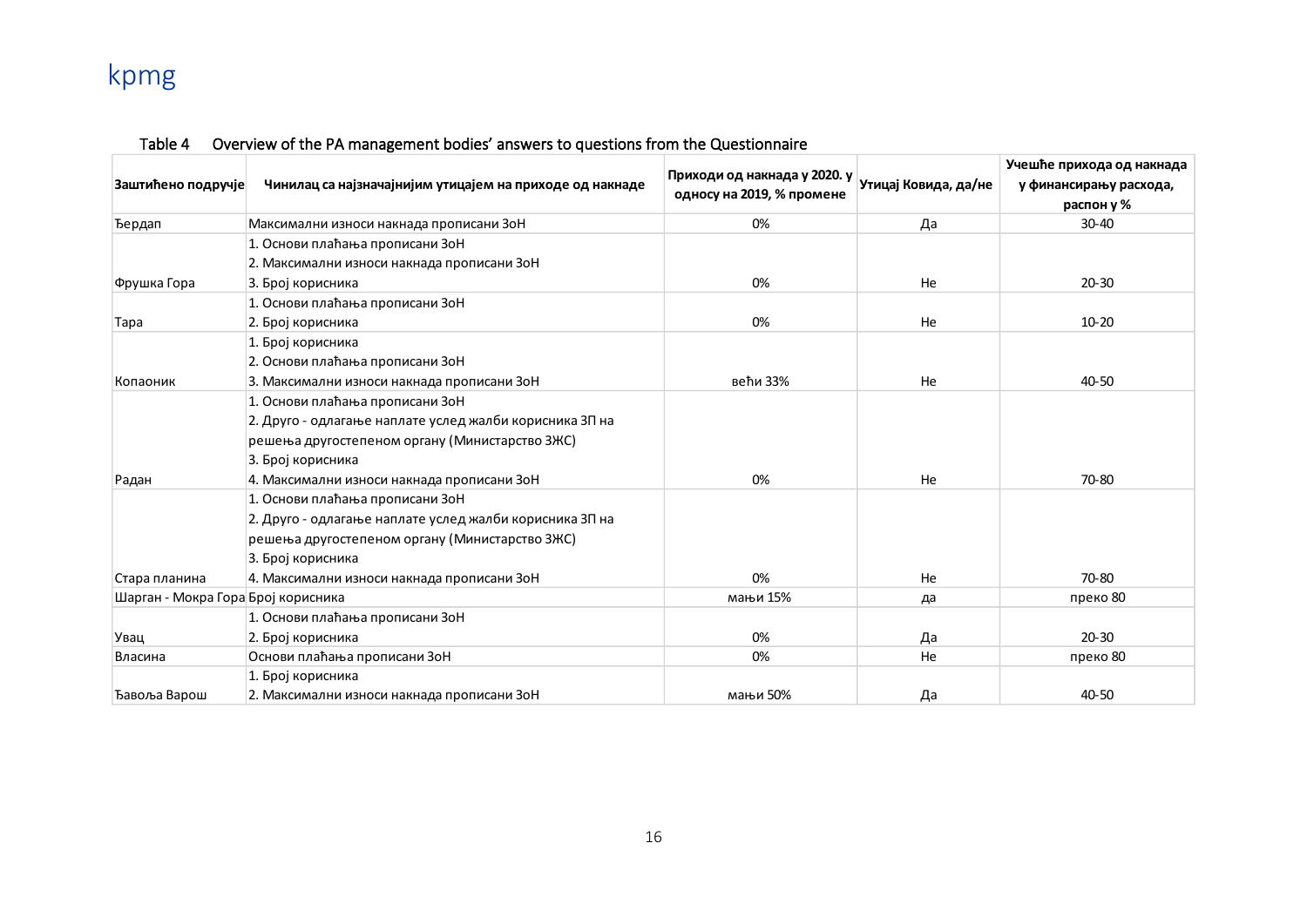Table 4 Overview of the PA management bodies' answers to questions from the Questionnaire

| Заштићено подручје | Чинилац са најзначајнијим утицајем на приходе од накнаде | Приходи од накнада у 2020. у односу на 2019, % промене | Утицај Ковида, да/не | Учешће прихода од накнада у финансирању расхода, распон у % |
|---|---|---|---|---|
| Ђердап | Максимални износи накнада прописани ЗоН | 0% | Да | 30-40 |
| Фрушка Гора | 1. Основи плаћања прописани ЗоН<br>2. Максимални износи накнада прописани ЗоН<br>3. Број корисника | 0% | Не | 20-30 |
| Тара | 1. Основи плаћања прописани ЗоН<br>2. Број корисника | 0% | Не | 10-20 |
| Копаоник | 1. Број корисника<br>2. Основи плаћања прописани ЗоН<br>3. Максимални износи накнада прописани ЗоН | већи 33% | Не | 40-50 |
| Радан | 1. Основи плаћања прописани ЗоН<br>2. Друго - одлагање наплате услед жалби корисника ЗП на решења другостепеном органу (Министарство ЗЖС)<br>3. Број корисника<br>4. Максимални износи накнада прописани ЗоН | 0% | Не | 70-80 |
| Стара планина | 1. Основи плаћања прописани ЗоН<br>2. Друго - одлагање наплате услед жалби корисника ЗП на решења другостепеном органу (Министарство ЗЖС)<br>3. Број корисника<br>4. Максимални износи накнада прописани ЗоН | 0% | Не | 70-80 |
| Шарган - Мокра Гора | Број корисника | мањи 15% | да | преко 80 |
| Увац | 1. Основи плаћања прописани ЗоН<br>2. Број корисника | 0% | Да | 20-30 |
| Власина | Основи плаћања прописани ЗоН | 0% | Не | преко 80 |
| Ђавоља Варош | 1. Број корисника<br>2. Максимални износи накнада прописани ЗоН | мањи 50% | Да | 40-50 |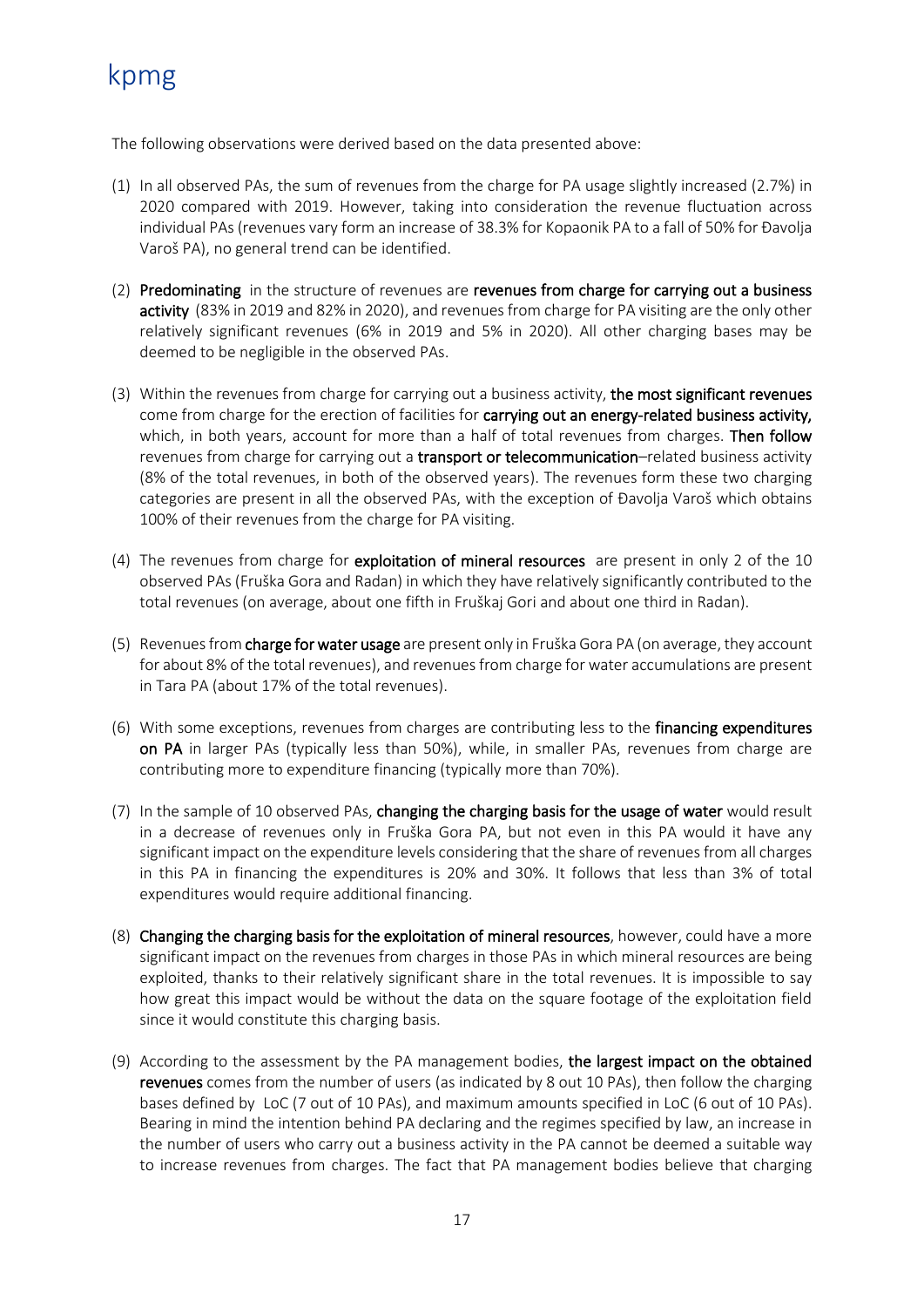The following observations were derived based on the data presented above:

(1) In all observed PAs, the sum of revenues from the charge for PA usage slightly increased (2.7%) in 2020 compared with 2019. However, taking into consideration the revenue fluctuation across individual PAs (revenues vary form an increase of 38.3% for Kopaonik PA to a fall of 50% for Đavolja Varoš PA), no general trend can be identified.

(2) **Predominating** in the structure of revenues are **revenues from charge for carrying out a business activity** (83% in 2019 and 82% in 2020), and revenues from charge for PA visiting are the only other relatively significant revenues (6% in 2019 and 5% in 2020). All other charging bases may be deemed to be negligible in the observed PAs.

(3) Within the revenues from charge for carrying out a business activity, **the most significant revenues** come from charge for the erection of facilities for **carrying out an energy-related business activity,** which, in both years, account for more than a half of total revenues from charges. **Then follow** revenues from charge for carrying out a **transport or telecommunication**–related business activity (8% of the total revenues, in both of the observed years). The revenues form these two charging categories are present in all the observed PAs, with the exception of Đavolja Varoš which obtains 100% of their revenues from the charge for PA visiting.

(4) The revenues from charge for **exploitation of mineral resources** are present in only 2 of the 10 observed PAs (Fruška Gora and Radan) in which they have relatively significantly contributed to the total revenues (on average, about one fifth in Fruškaj Gori and about one third in Radan).

(5) Revenues from **charge for water usage** are present only in Fruška Gora PA (on average, they account for about 8% of the total revenues), and revenues from charge for water accumulations are present in Tara PA (about 17% of the total revenues).

(6) With some exceptions, revenues from charges are contributing less to the **financing expenditures on PA** in larger PAs (typically less than 50%), while, in smaller PAs, revenues from charge are contributing more to expenditure financing (typically more than 70%).

(7) In the sample of 10 observed PAs, **changing the charging basis for the usage of water** would result in a decrease of revenues only in Fruška Gora PA, but not even in this PA would it have any significant impact on the expenditure levels considering that the share of revenues from all charges in this PA in financing the expenditures is 20% and 30%. It follows that less than 3% of total expenditures would require additional financing.

(8) **Changing the charging basis for the exploitation of mineral resources**, however, could have a more significant impact on the revenues from charges in those PAs in which mineral resources are being exploited, thanks to their relatively significant share in the total revenues. It is impossible to say how great this impact would be without the data on the square footage of the exploitation field since it would constitute this charging basis.

(9) According to the assessment by the PA management bodies, **the largest impact on the obtained revenues** comes from the number of users (as indicated by 8 out 10 PAs), then follow the charging bases defined by LoC (7 out of 10 PAs), and maximum amounts specified in LoC (6 out of 10 PAs). Bearing in mind the intention behind PA declaring and the regimes specified by law, an increase in the number of users who carry out a business activity in the PA cannot be deemed a suitable way to increase revenues from charges. The fact that PA management bodies believe that charging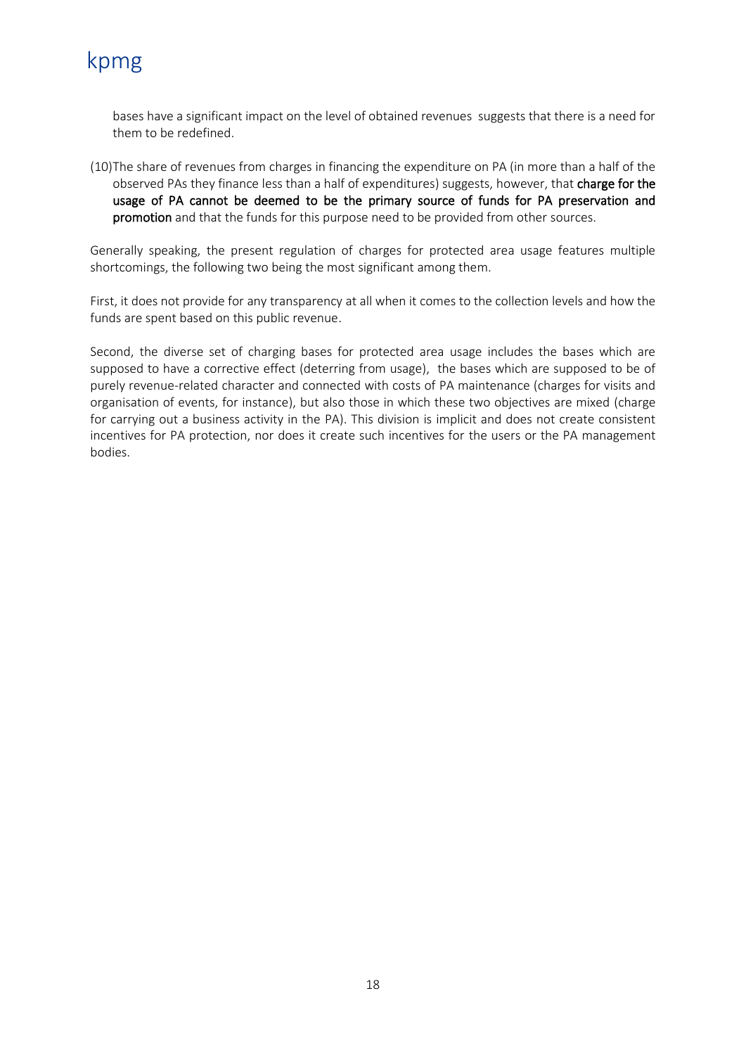bases have a significant impact on the level of obtained revenues suggests that there is a need for them to be redefined.

(10) The share of revenues from charges in financing the expenditure on PA (in more than a half of the observed PAs they finance less than a half of expenditures) suggests, however, that **charge for the usage of PA cannot be deemed to be the primary source of funds for PA preservation and promotion** and that the funds for this purpose need to be provided from other sources.

Generally speaking, the present regulation of charges for protected area usage features multiple shortcomings, the following two being the most significant among them.

First, it does not provide for any transparency at all when it comes to the collection levels and how the funds are spent based on this public revenue.

Second, the diverse set of charging bases for protected area usage includes the bases which are supposed to have a corrective effect (deterring from usage), the bases which are supposed to be of purely revenue-related character and connected with costs of PA maintenance (charges for visits and organisation of events, for instance), but also those in which these two objectives are mixed (charge for carrying out a business activity in the PA). This division is implicit and does not create consistent incentives for PA protection, nor does it create such incentives for the users or the PA management bodies.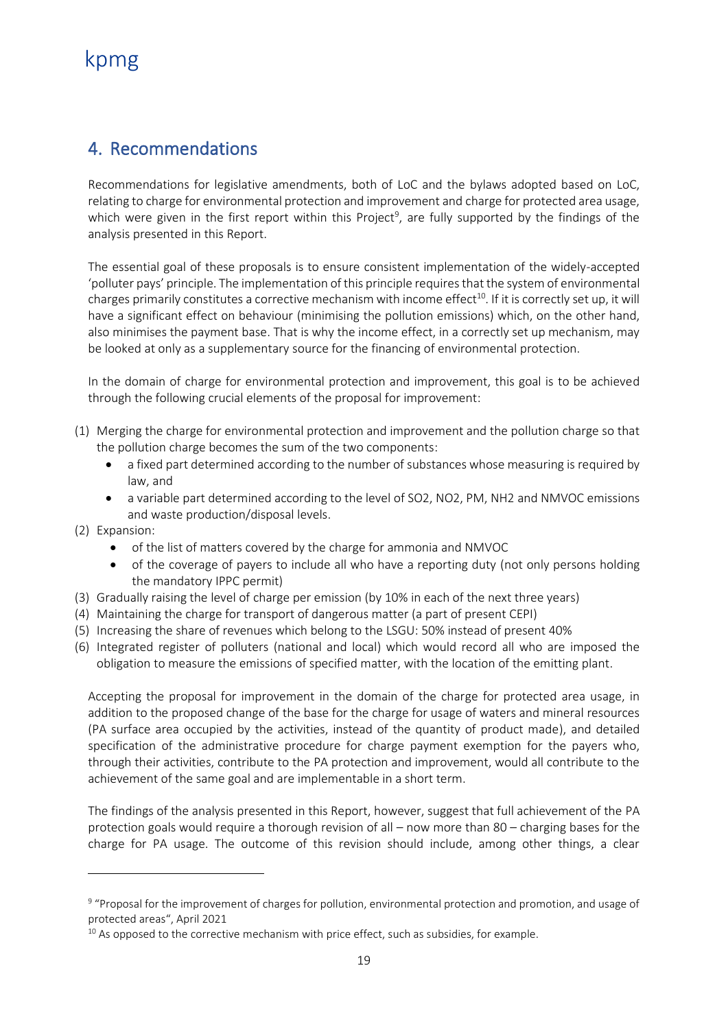## 4. Recommendations

Recommendations for legislative amendments, both of LoC and the bylaws adopted based on LoC, relating to charge for environmental protection and improvement and charge for protected area usage, which were given in the first report within this Project[9], are fully supported by the findings of the analysis presented in this Report.

The essential goal of these proposals is to ensure consistent implementation of the widely-accepted 'polluter pays' principle. The implementation of this principle requires that the system of environmental charges primarily constitutes a corrective mechanism with income effect[10]. If it is correctly set up, it will have a significant effect on behaviour (minimising the pollution emissions) which, on the other hand, also minimises the payment base. That is why the income effect, in a correctly set up mechanism, may be looked at only as a supplementary source for the financing of environmental protection.

In the domain of charge for environmental protection and improvement, this goal is to be achieved through the following crucial elements of the proposal for improvement:

(1) Merging the charge for environmental protection and improvement and the pollution charge so that the pollution charge becomes the sum of the two components:
   - a fixed part determined according to the number of substances whose measuring is required by law, and
   - a variable part determined according to the level of $SO_2$, $NO_2$, PM, $NH_2$ and NMVOC emissions and waste production/disposal levels.

(2) Expansion:
   - of the list of matters covered by the charge for ammonia and NMVOC
   - of the coverage of payers to include all who have a reporting duty (not only persons holding the mandatory IPPC permit)

(3) Gradually raising the level of charge per emission (by 10% in each of the next three years)

(4) Maintaining the charge for transport of dangerous matter (a part of present CEPI)

(5) Increasing the share of revenues which belong to the LSGU: 50% instead of present 40%

(6) Integrated register of polluters (national and local) which would record all who are imposed the obligation to measure the emissions of specified matter, with the location of the emitting plant.

Accepting the proposal for improvement in the domain of the charge for protected area usage, in addition to the proposed change of the base for the charge for usage of waters and mineral resources (PA surface area occupied by the activities, instead of the quantity of product made), and detailed specification of the administrative procedure for charge payment exemption for the payers who, through their activities, contribute to the PA protection and improvement, would all contribute to the achievement of the same goal and are implementable in a short term.

The findings of the analysis presented in this Report, however, suggest that full achievement of the PA protection goals would require a thorough revision of all – now more than 80 – charging bases for the charge for PA usage. The outcome of this revision should include, among other things, a clear

---

[9] "Proposal for the improvement of charges for pollution, environmental protection and promotion, and usage of protected areas", April 2021

[10] As opposed to the corrective mechanism with price effect, such as subsidies, for example.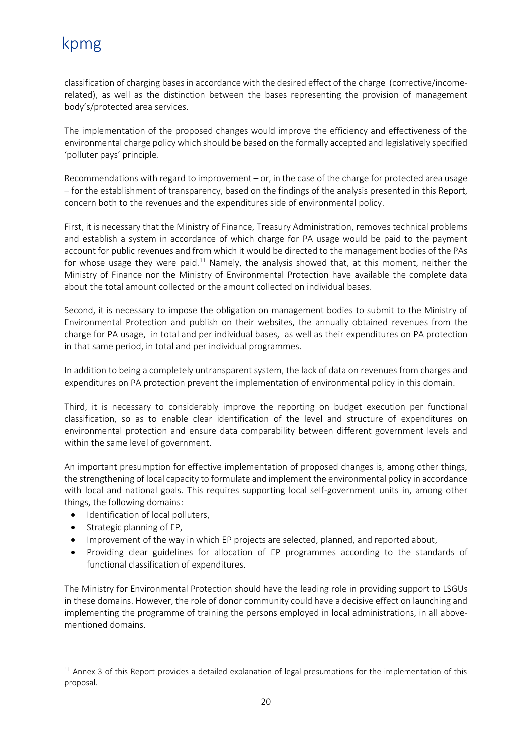classification of charging bases in accordance with the desired effect of the charge (corrective/income-related), as well as the distinction between the bases representing the provision of management body's/protected area services.

The implementation of the proposed changes would improve the efficiency and effectiveness of the environmental charge policy which should be based on the formally accepted and legislatively specified 'polluter pays' principle.

Recommendations with regard to improvement – or, in the case of the charge for protected area usage – for the establishment of transparency, based on the findings of the analysis presented in this Report, concern both to the revenues and the expenditures side of environmental policy.

First, it is necessary that the Ministry of Finance, Treasury Administration, removes technical problems and establish a system in accordance of which charge for PA usage would be paid to the payment account for public revenues and from which it would be directed to the management bodies of the PAs for whose usage they were paid.[11] Namely, the analysis showed that, at this moment, neither the Ministry of Finance nor the Ministry of Environmental Protection have available the complete data about the total amount collected or the amount collected on individual bases.

Second, it is necessary to impose the obligation on management bodies to submit to the Ministry of Environmental Protection and publish on their websites, the annually obtained revenues from the charge for PA usage, in total and per individual bases, as well as their expenditures on PA protection in that same period, in total and per individual programmes.

In addition to being a completely untransparent system, the lack of data on revenues from charges and expenditures on PA protection prevent the implementation of environmental policy in this domain.

Third, it is necessary to considerably improve the reporting on budget execution per functional classification, so as to enable clear identification of the level and structure of expenditures on environmental protection and ensure data comparability between different government levels and within the same level of government.

An important presumption for effective implementation of proposed changes is, among other things, the strengthening of local capacity to formulate and implement the environmental policy in accordance with local and national goals. This requires supporting local self-government units in, among other things, the following domains:

- Identification of local polluters,
- Strategic planning of EP,
- Improvement of the way in which EP projects are selected, planned, and reported about,
- Providing clear guidelines for allocation of EP programmes according to the standards of functional classification of expenditures.

The Ministry for Environmental Protection should have the leading role in providing support to LSGUs in these domains. However, the role of donor community could have a decisive effect on launching and implementing the programme of training the persons employed in local administrations, in all above-mentioned domains.

[11] Annex 3 of this Report provides a detailed explanation of legal presumptions for the implementation of this proposal.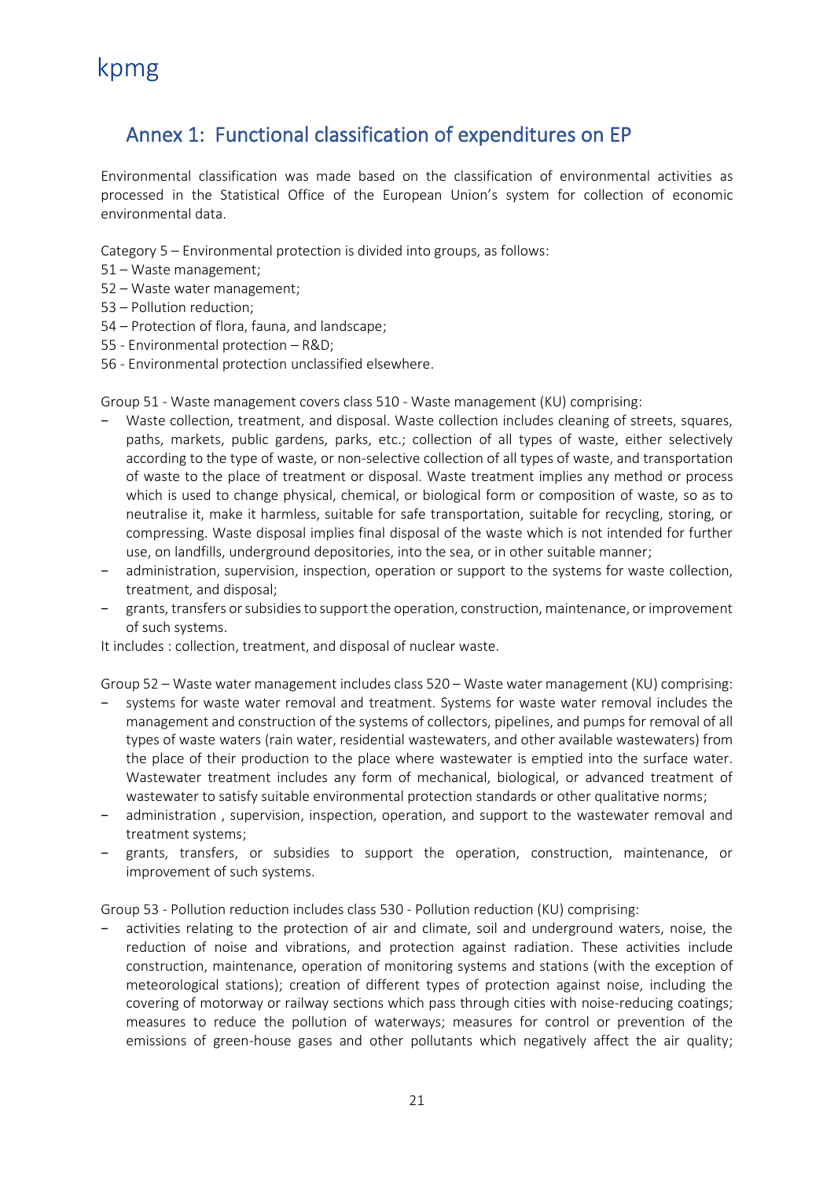## Annex 1: Functional classification of expenditures on EP

Environmental classification was made based on the classification of environmental activities as processed in the Statistical Office of the European Union's system for collection of economic environmental data.

Category 5 – Environmental protection is divided into groups, as follows:
51 – Waste management;
52 – Waste water management;
53 – Pollution reduction;
54 – Protection of flora, fauna, and landscape;
55 - Environmental protection – R&D;
56 - Environmental protection unclassified elsewhere.

Group 51 - Waste management covers class 510 - Waste management (KU) comprising:

- Waste collection, treatment, and disposal. Waste collection includes cleaning of streets, squares, paths, markets, public gardens, parks, etc.; collection of all types of waste, either selectively according to the type of waste, or non-selective collection of all types of waste, and transportation of waste to the place of treatment or disposal. Waste treatment implies any method or process which is used to change physical, chemical, or biological form or composition of waste, so as to neutralise it, make it harmless, suitable for safe transportation, suitable for recycling, storing, or compressing. Waste disposal implies final disposal of the waste which is not intended for further use, on landfills, underground depositories, into the sea, or in other suitable manner;
- administration, supervision, inspection, operation or support to the systems for waste collection, treatment, and disposal;
- grants, transfers or subsidies to support the operation, construction, maintenance, or improvement of such systems.

It includes : collection, treatment, and disposal of nuclear waste.

Group 52 – Waste water management includes class 520 – Waste water management (KU) comprising:

- systems for waste water removal and treatment. Systems for waste water removal includes the management and construction of the systems of collectors, pipelines, and pumps for removal of all types of waste waters (rain water, residential wastewaters, and other available wastewaters) from the place of their production to the place where wastewater is emptied into the surface water. Wastewater treatment includes any form of mechanical, biological, or advanced treatment of wastewater to satisfy suitable environmental protection standards or other qualitative norms;
- administration , supervision, inspection, operation, and support to the wastewater removal and treatment systems;
- grants, transfers, or subsidies to support the operation, construction, maintenance, or improvement of such systems.

Group 53 - Pollution reduction includes class 530 - Pollution reduction (KU) comprising:

- activities relating to the protection of air and climate, soil and underground waters, noise, the reduction of noise and vibrations, and protection against radiation. These activities include construction, maintenance, operation of monitoring systems and stations (with the exception of meteorological stations); creation of different types of protection against noise, including the covering of motorway or railway sections which pass through cities with noise-reducing coatings; measures to reduce the pollution of waterways; measures for control or prevention of the emissions of green-house gases and other pollutants which negatively affect the air quality;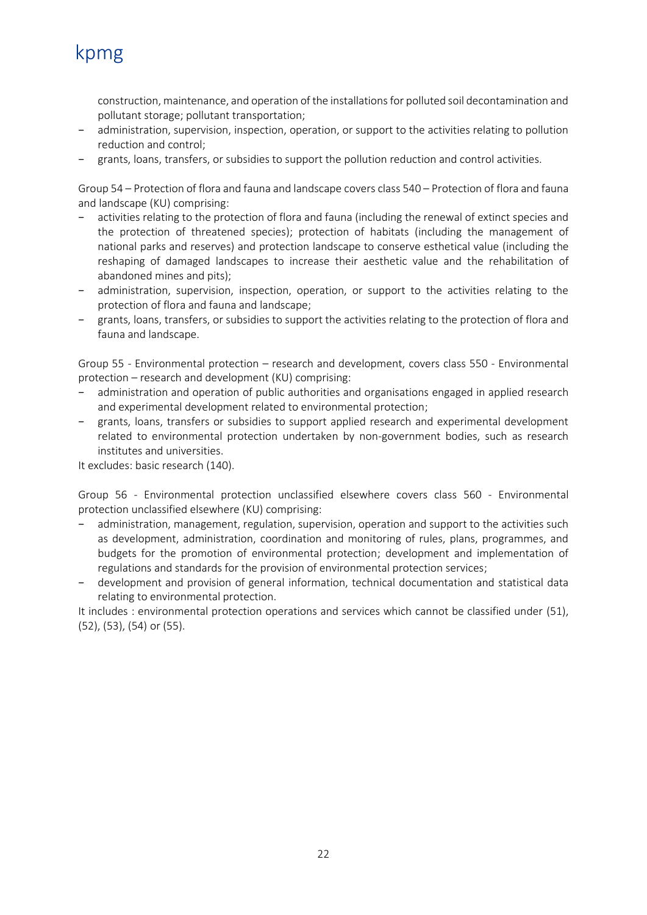construction, maintenance, and operation of the installations for polluted soil decontamination and pollutant storage; pollutant transportation;

- administration, supervision, inspection, operation, or support to the activities relating to pollution reduction and control;
- grants, loans, transfers, or subsidies to support the pollution reduction and control activities.

Group 54 – Protection of flora and fauna and landscape covers class 540 – Protection of flora and fauna and landscape (KU) comprising:

- activities relating to the protection of flora and fauna (including the renewal of extinct species and the protection of threatened species); protection of habitats (including the management of national parks and reserves) and protection landscape to conserve esthetical value (including the reshaping of damaged landscapes to increase their aesthetic value and the rehabilitation of abandoned mines and pits);
- administration, supervision, inspection, operation, or support to the activities relating to the protection of flora and fauna and landscape;
- grants, loans, transfers, or subsidies to support the activities relating to the protection of flora and fauna and landscape.

Group 55 - Environmental protection – research and development, covers class 550 - Environmental protection – research and development (KU) comprising:

- administration and operation of public authorities and organisations engaged in applied research and experimental development related to environmental protection;
- grants, loans, transfers or subsidies to support applied research and experimental development related to environmental protection undertaken by non-government bodies, such as research institutes and universities.

It excludes: basic research (140).

Group 56 - Environmental protection unclassified elsewhere covers class 560 - Environmental protection unclassified elsewhere (KU) comprising:

- administration, management, regulation, supervision, operation and support to the activities such as development, administration, coordination and monitoring of rules, plans, programmes, and budgets for the promotion of environmental protection; development and implementation of regulations and standards for the provision of environmental protection services;
- development and provision of general information, technical documentation and statistical data relating to environmental protection.

It includes : environmental protection operations and services which cannot be classified under (51), (52), (53), (54) or (55).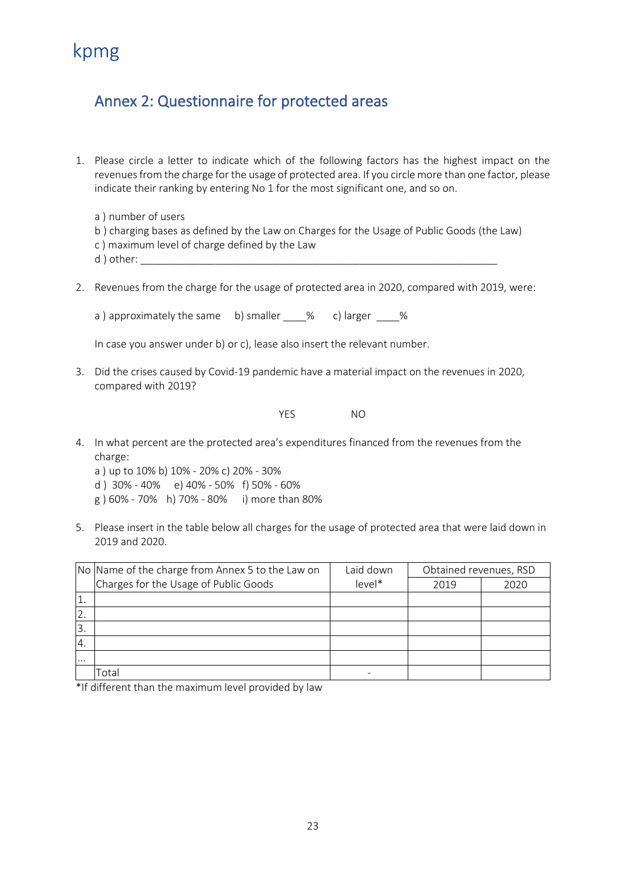## Annex 2: Questionnaire for protected areas

1. Please circle a letter to indicate which of the following factors has the highest impact on the revenues from the charge for the usage of protected area. If you circle more than one factor, please indicate their ranking by entering No 1 for the most significant one, and so on.

   a ) number of users
   b ) charging bases as defined by the Law on Charges for the Usage of Public Goods (the Law)
   c ) maximum level of charge defined by the Law
   d ) other: ____________________________________________________________

2. Revenues from the charge for the usage of protected area in 2020, compared with 2019, were:

   a ) approximately the same    b) smaller ____%    c) larger ____%

   In case you answer under b) or c), lease also insert the relevant number.

3. Did the crises caused by Covid-19 pandemic have a material impact on the revenues in 2020, compared with 2019?

   YES    NO

4. In what percent are the protected area's expenditures financed from the revenues from the charge:
   a ) up to 10% b) 10% - 20% c) 20% - 30%
   d ) 30% - 40%  e) 40% - 50%  f) 50% - 60%
   g ) 60% - 70%  h) 70% - 80%  i) more than 80%

5. Please insert in the table below all charges for the usage of protected area that were laid down in 2019 and 2020.

| No | Name of the charge from Annex 5 to the Law on Charges for the Usage of Public Goods | Laid down level* | Obtained revenues, RSD | |
|---|---|---|---|---|
| | | | 2019 | 2020 |
| 1. | | | | |
| 2. | | | | |
| 3. | | | | |
| 4. | | | | |
| ... | | | | |
| | Total | - | | |

*If different than the maximum level provided by law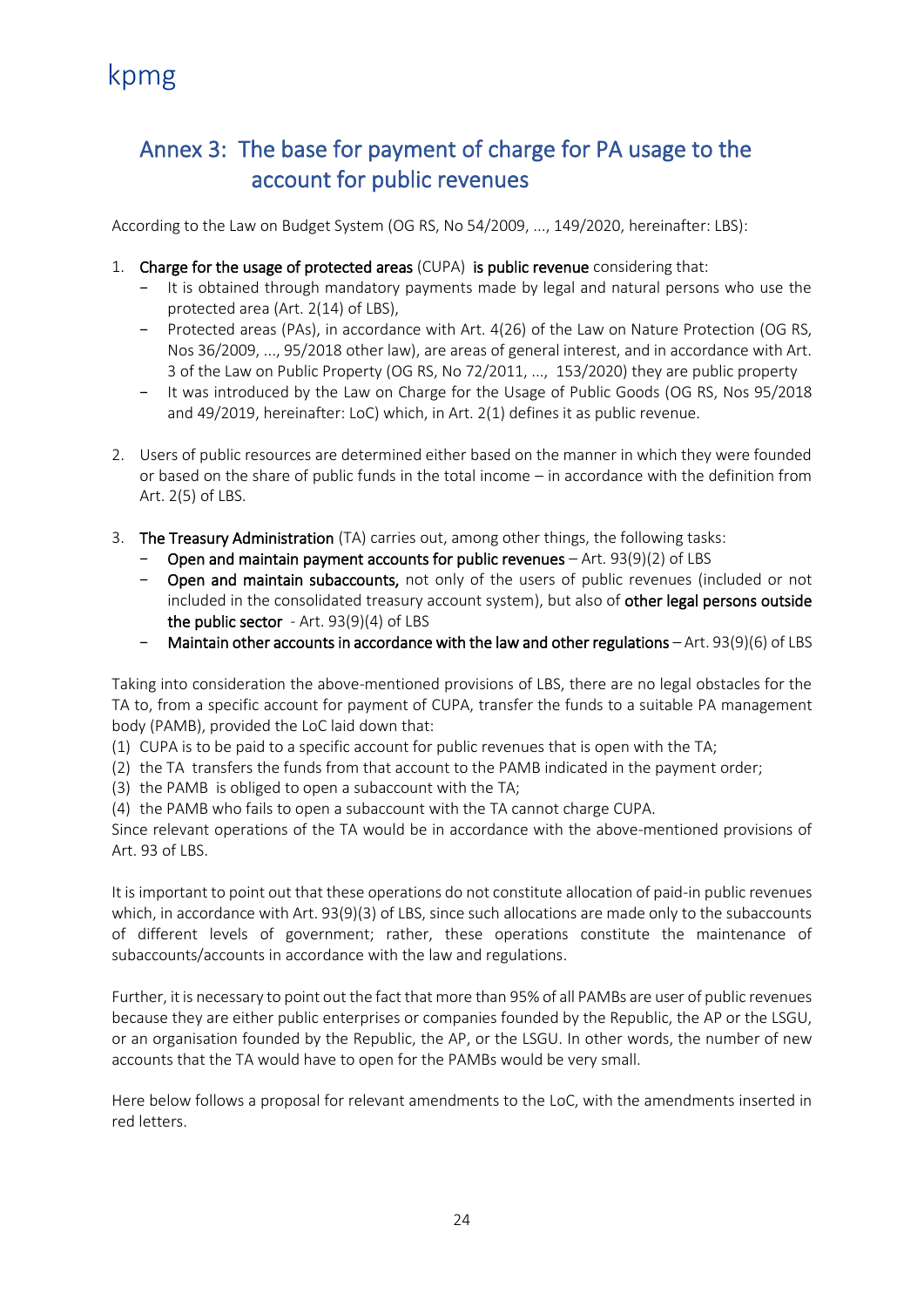## Annex 3: The base for payment of charge for PA usage to the account for public revenues

According to the Law on Budget System (OG RS, No 54/2009, ..., 149/2020, hereinafter: LBS):

1. **Charge for the usage of protected areas** (CUPA) **is public revenue** considering that:
   - It is obtained through mandatory payments made by legal and natural persons who use the protected area (Art. 2(14) of LBS),
   - Protected areas (PAs), in accordance with Art. 4(26) of the Law on Nature Protection (OG RS, Nos 36/2009, ..., 95/2018 other law), are areas of general interest, and in accordance with Art. 3 of the Law on Public Property (OG RS, No 72/2011, ..., 153/2020) they are public property
   - It was introduced by the Law on Charge for the Usage of Public Goods (OG RS, Nos 95/2018 and 49/2019, hereinafter: LoC) which, in Art. 2(1) defines it as public revenue.

2. Users of public resources are determined either based on the manner in which they were founded or based on the share of public funds in the total income – in accordance with the definition from Art. 2(5) of LBS.

3. **The Treasury Administration** (TA) carries out, among other things, the following tasks:
   - **Open and maintain payment accounts for public revenues** – Art. 93(9)(2) of LBS
   - **Open and maintain subaccounts,** not only of the users of public revenues (included or not included in the consolidated treasury account system), but also of **other legal persons outside the public sector** - Art. 93(9)(4) of LBS
   - **Maintain other accounts in accordance with the law and other regulations** – Art. 93(9)(6) of LBS

Taking into consideration the above-mentioned provisions of LBS, there are no legal obstacles for the TA to, from a specific account for payment of CUPA, transfer the funds to a suitable PA management body (PAMB), provided the LoC laid down that:

(1) CUPA is to be paid to a specific account for public revenues that is open with the TA;
(2) the TA transfers the funds from that account to the PAMB indicated in the payment order;
(3) the PAMB is obliged to open a subaccount with the TA;
(4) the PAMB who fails to open a subaccount with the TA cannot charge CUPA.

Since relevant operations of the TA would be in accordance with the above-mentioned provisions of Art. 93 of LBS.

It is important to point out that these operations do not constitute allocation of paid-in public revenues which, in accordance with Art. 93(9)(3) of LBS, since such allocations are made only to the subaccounts of different levels of government; rather, these operations constitute the maintenance of subaccounts/accounts in accordance with the law and regulations.

Further, it is necessary to point out the fact that more than 95% of all PAMBs are user of public revenues because they are either public enterprises or companies founded by the Republic, the AP or the LSGU, or an organisation founded by the Republic, the AP, or the LSGU. In other words, the number of new accounts that the TA would have to open for the PAMBs would be very small.

Here below follows a proposal for relevant amendments to the LoC, with the amendments inserted in red letters.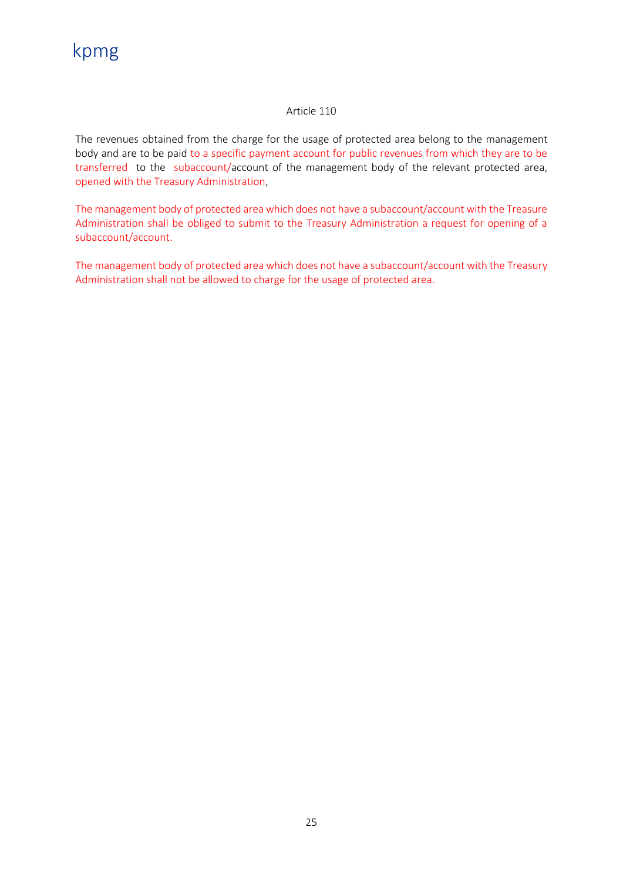Article 110

The revenues obtained from the charge for the usage of protected area belong to the management body and are to be paid to a specific payment account for public revenues from which they are to be transferred to the subaccount/account of the management body of the relevant protected area, opened with the Treasury Administration,

The management body of protected area which does not have a subaccount/account with the Treasure Administration shall be obliged to submit to the Treasury Administration a request for opening of a subaccount/account.

The management body of protected area which does not have a subaccount/account with the Treasury Administration shall not be allowed to charge for the usage of protected area.